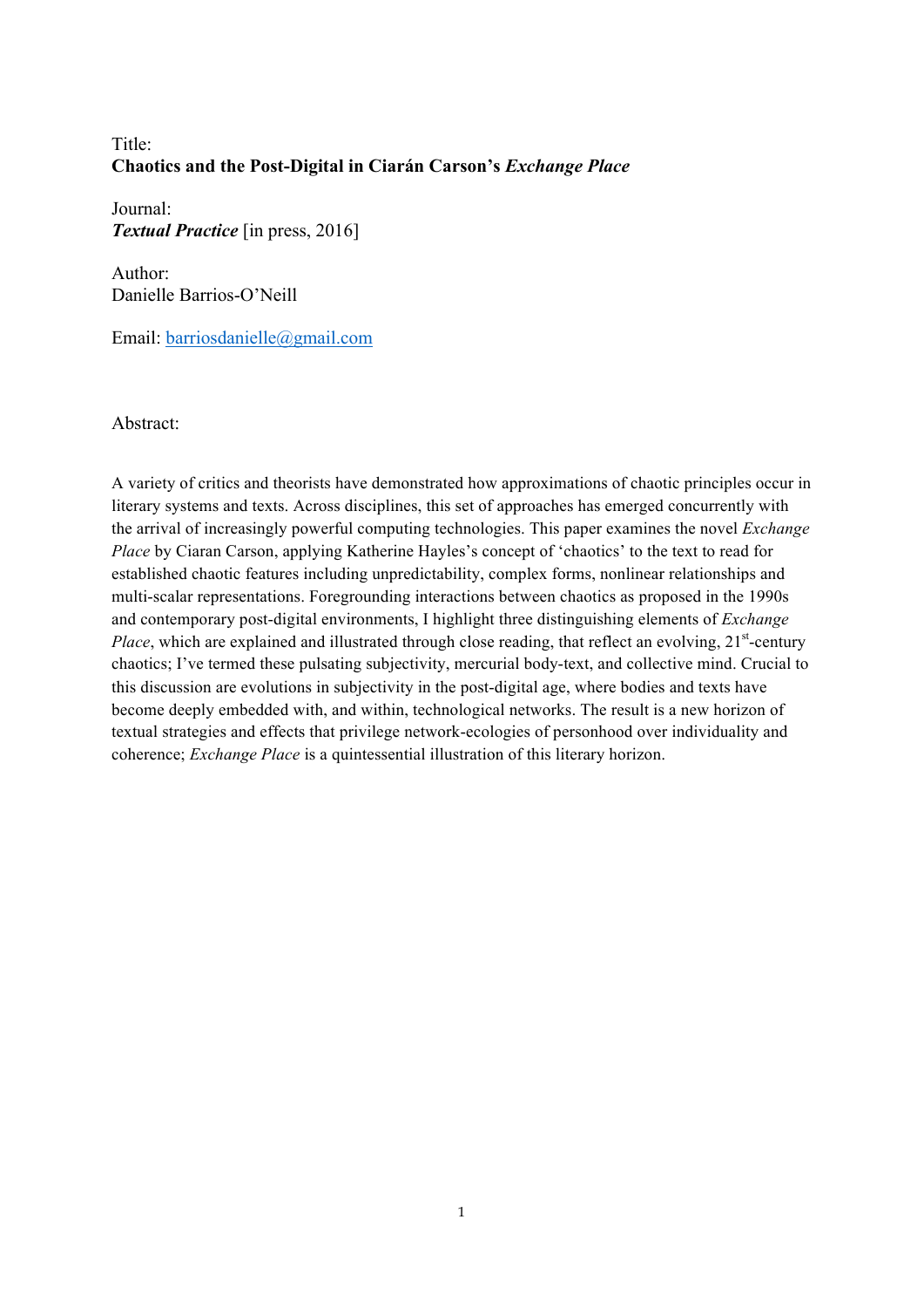Title:
**Chaotics and the Post-Digital in Ciarán Carson's *Exchange Place***

Journal:
***Textual Practice*** [in press, 2016]

Author:
Danielle Barrios-O'Neill

Email: barriosdanielle@gmail.com

Abstract:

A variety of critics and theorists have demonstrated how approximations of chaotic principles occur in literary systems and texts. Across disciplines, this set of approaches has emerged concurrently with the arrival of increasingly powerful computing technologies. This paper examines the novel *Exchange Place* by Ciaran Carson, applying Katherine Hayles's concept of 'chaotics' to the text to read for established chaotic features including unpredictability, complex forms, nonlinear relationships and multi-scalar representations. Foregrounding interactions between chaotics as proposed in the 1990s and contemporary post-digital environments, I highlight three distinguishing elements of *Exchange Place*, which are explained and illustrated through close reading, that reflect an evolving, 21st-century chaotics; I've termed these pulsating subjectivity, mercurial body-text, and collective mind. Crucial to this discussion are evolutions in subjectivity in the post-digital age, where bodies and texts have become deeply embedded with, and within, technological networks. The result is a new horizon of textual strategies and effects that privilege network-ecologies of personhood over individuality and coherence; *Exchange Place* is a quintessential illustration of this literary horizon.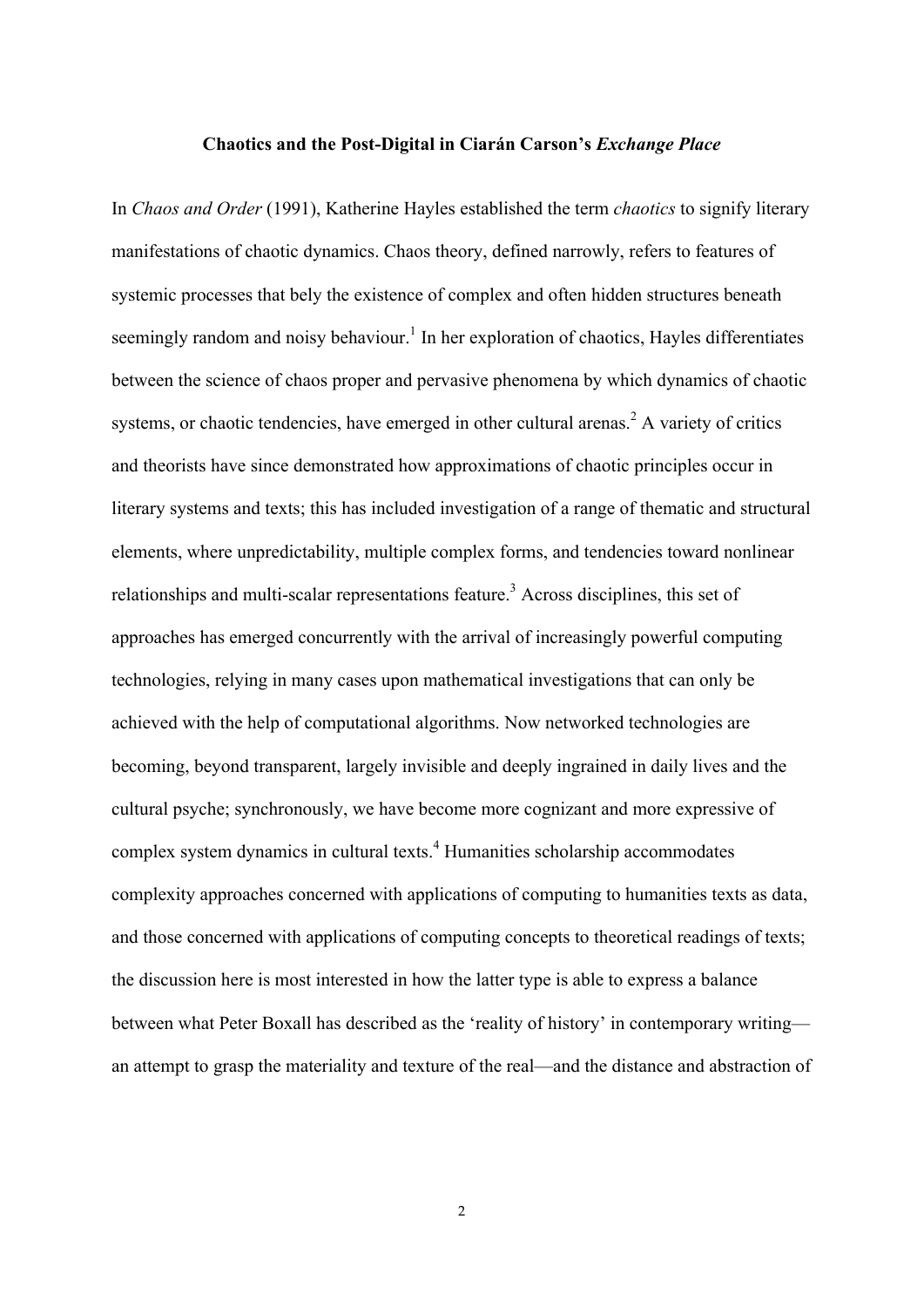**Chaotics and the Post-Digital in Ciarán Carson's *Exchange Place***

In *Chaos and Order* (1991), Katherine Hayles established the term *chaotics* to signify literary manifestations of chaotic dynamics. Chaos theory, defined narrowly, refers to features of systemic processes that bely the existence of complex and often hidden structures beneath seemingly random and noisy behaviour.[1] In her exploration of chaotics, Hayles differentiates between the science of chaos proper and pervasive phenomena by which dynamics of chaotic systems, or chaotic tendencies, have emerged in other cultural arenas.[2] A variety of critics and theorists have since demonstrated how approximations of chaotic principles occur in literary systems and texts; this has included investigation of a range of thematic and structural elements, where unpredictability, multiple complex forms, and tendencies toward nonlinear relationships and multi-scalar representations feature.[3] Across disciplines, this set of approaches has emerged concurrently with the arrival of increasingly powerful computing technologies, relying in many cases upon mathematical investigations that can only be achieved with the help of computational algorithms. Now networked technologies are becoming, beyond transparent, largely invisible and deeply ingrained in daily lives and the cultural psyche; synchronously, we have become more cognizant and more expressive of complex system dynamics in cultural texts.[4] Humanities scholarship accommodates complexity approaches concerned with applications of computing to humanities texts as data, and those concerned with applications of computing concepts to theoretical readings of texts; the discussion here is most interested in how the latter type is able to express a balance between what Peter Boxall has described as the 'reality of history' in contemporary writing—an attempt to grasp the materiality and texture of the real—and the distance and abstraction of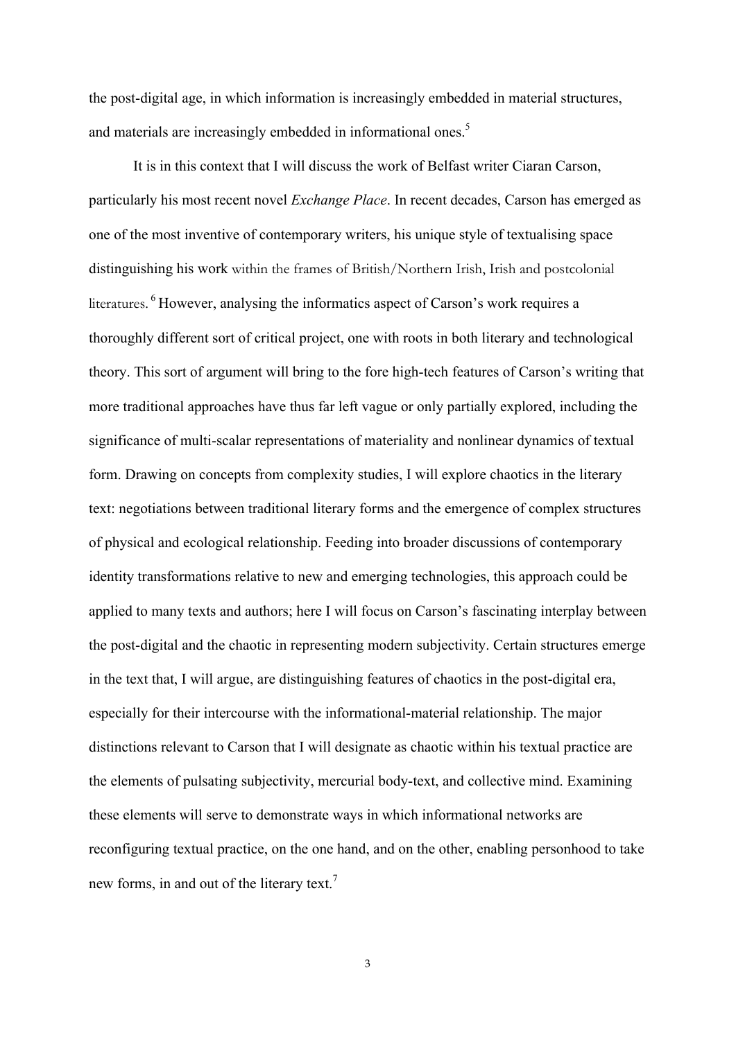the post-digital age, in which information is increasingly embedded in material structures, and materials are increasingly embedded in informational ones.[5]

It is in this context that I will discuss the work of Belfast writer Ciaran Carson, particularly his most recent novel *Exchange Place*. In recent decades, Carson has emerged as one of the most inventive of contemporary writers, his unique style of textualising space distinguishing his work within the frames of British/Northern Irish, Irish and postcolonial literatures.[6] However, analysing the informatics aspect of Carson's work requires a thoroughly different sort of critical project, one with roots in both literary and technological theory. This sort of argument will bring to the fore high-tech features of Carson's writing that more traditional approaches have thus far left vague or only partially explored, including the significance of multi-scalar representations of materiality and nonlinear dynamics of textual form. Drawing on concepts from complexity studies, I will explore chaotics in the literary text: negotiations between traditional literary forms and the emergence of complex structures of physical and ecological relationship. Feeding into broader discussions of contemporary identity transformations relative to new and emerging technologies, this approach could be applied to many texts and authors; here I will focus on Carson's fascinating interplay between the post-digital and the chaotic in representing modern subjectivity. Certain structures emerge in the text that, I will argue, are distinguishing features of chaotics in the post-digital era, especially for their intercourse with the informational-material relationship. The major distinctions relevant to Carson that I will designate as chaotic within his textual practice are the elements of pulsating subjectivity, mercurial body-text, and collective mind. Examining these elements will serve to demonstrate ways in which informational networks are reconfiguring textual practice, on the one hand, and on the other, enabling personhood to take new forms, in and out of the literary text.[7]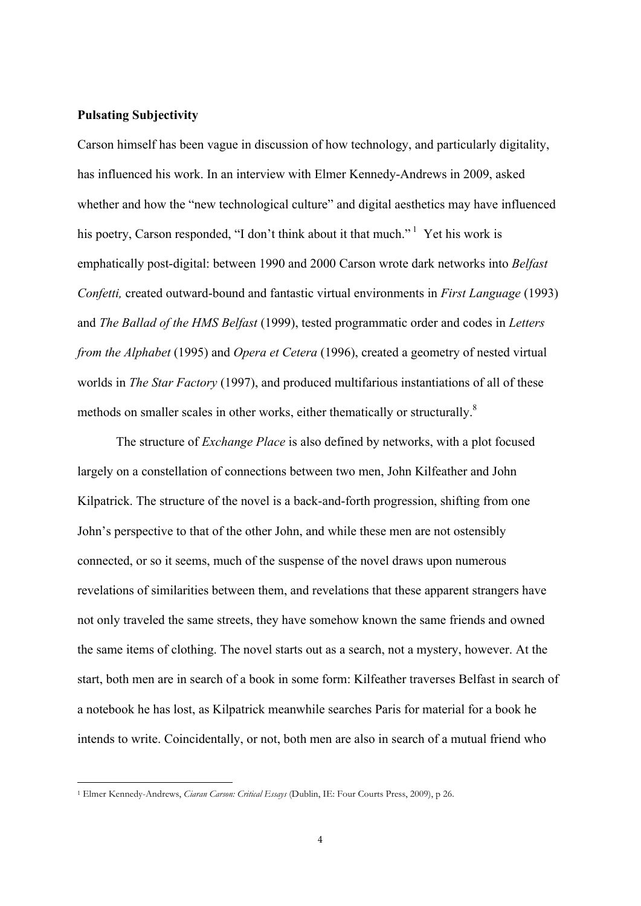**Pulsating Subjectivity**

Carson himself has been vague in discussion of how technology, and particularly digitality, has influenced his work. In an interview with Elmer Kennedy-Andrews in 2009, asked whether and how the "new technological culture" and digital aesthetics may have influenced his poetry, Carson responded, "I don't think about it that much."[1] Yet his work is emphatically post-digital: between 1990 and 2000 Carson wrote dark networks into *Belfast Confetti,* created outward-bound and fantastic virtual environments in *First Language* (1993) and *The Ballad of the HMS Belfast* (1999), tested programmatic order and codes in *Letters from the Alphabet* (1995) and *Opera et Cetera* (1996), created a geometry of nested virtual worlds in *The Star Factory* (1997), and produced multifarious instantiations of all of these methods on smaller scales in other works, either thematically or structurally.[8]

The structure of *Exchange Place* is also defined by networks, with a plot focused largely on a constellation of connections between two men, John Kilfeather and John Kilpatrick. The structure of the novel is a back-and-forth progression, shifting from one John's perspective to that of the other John, and while these men are not ostensibly connected, or so it seems, much of the suspense of the novel draws upon numerous revelations of similarities between them, and revelations that these apparent strangers have not only traveled the same streets, they have somehow known the same friends and owned the same items of clothing. The novel starts out as a search, not a mystery, however. At the start, both men are in search of a book in some form: Kilfeather traverses Belfast in search of a notebook he has lost, as Kilpatrick meanwhile searches Paris for material for a book he intends to write. Coincidentally, or not, both men are also in search of a mutual friend who

---

[1] Elmer Kennedy-Andrews, *Ciaran Carson: Critical Essays* (Dublin, IE: Four Courts Press, 2009), p 26.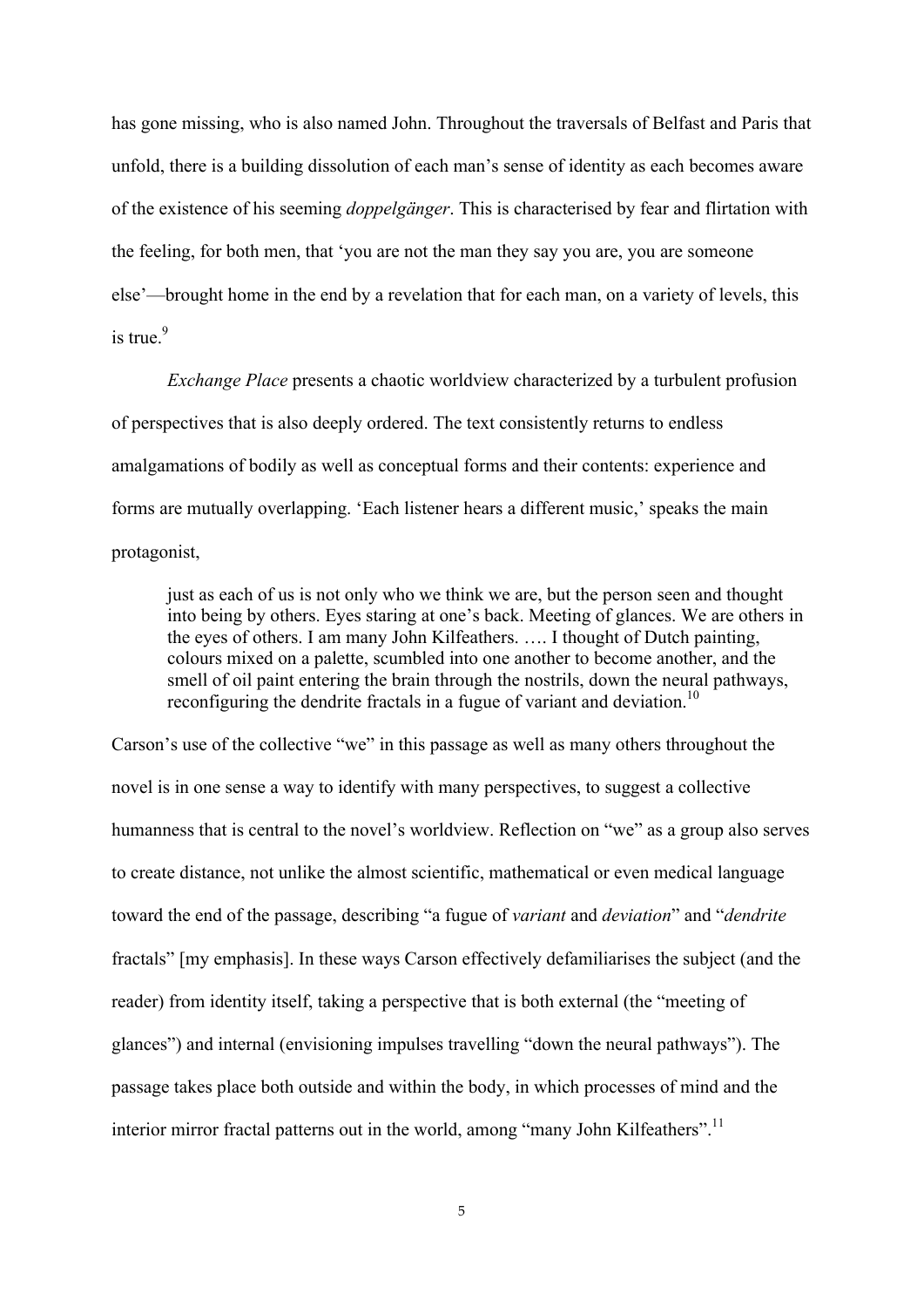has gone missing, who is also named John. Throughout the traversals of Belfast and Paris that unfold, there is a building dissolution of each man's sense of identity as each becomes aware of the existence of his seeming *doppelgänger*. This is characterised by fear and flirtation with the feeling, for both men, that 'you are not the man they say you are, you are someone else'—brought home in the end by a revelation that for each man, on a variety of levels, this is true.[9]

*Exchange Place* presents a chaotic worldview characterized by a turbulent profusion of perspectives that is also deeply ordered. The text consistently returns to endless amalgamations of bodily as well as conceptual forms and their contents: experience and forms are mutually overlapping. 'Each listener hears a different music,' speaks the main protagonist,

> just as each of us is not only who we think we are, but the person seen and thought into being by others. Eyes staring at one's back. Meeting of glances. We are others in the eyes of others. I am many John Kilfeathers. …. I thought of Dutch painting, colours mixed on a palette, scumbled into one another to become another, and the smell of oil paint entering the brain through the nostrils, down the neural pathways, reconfiguring the dendrite fractals in a fugue of variant and deviation.[10]

Carson's use of the collective "we" in this passage as well as many others throughout the novel is in one sense a way to identify with many perspectives, to suggest a collective humanness that is central to the novel's worldview. Reflection on "we" as a group also serves to create distance, not unlike the almost scientific, mathematical or even medical language toward the end of the passage, describing "a fugue of *variant* and *deviation*" and "*dendrite* fractals" [my emphasis]. In these ways Carson effectively defamiliarises the subject (and the reader) from identity itself, taking a perspective that is both external (the "meeting of glances") and internal (envisioning impulses travelling "down the neural pathways"). The passage takes place both outside and within the body, in which processes of mind and the interior mirror fractal patterns out in the world, among "many John Kilfeathers".[11]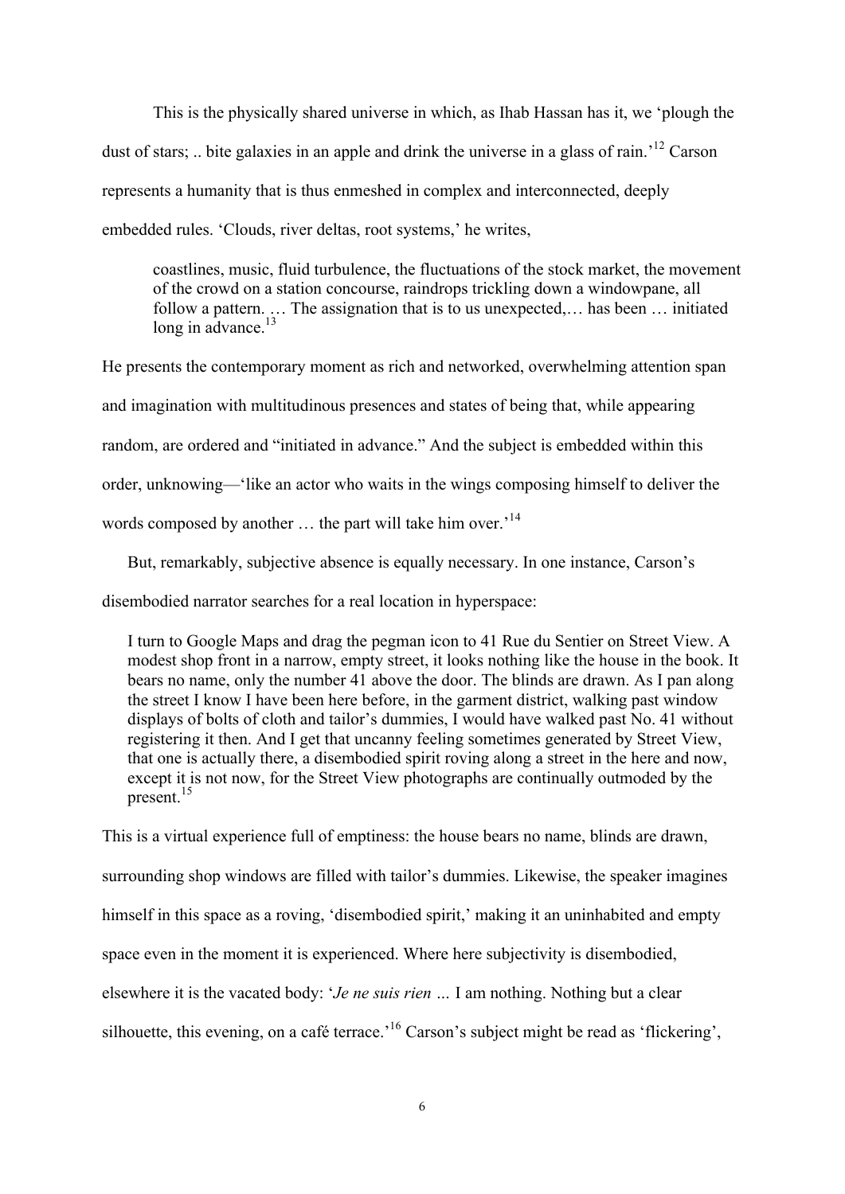This is the physically shared universe in which, as Ihab Hassan has it, we 'plough the dust of stars; .. bite galaxies in an apple and drink the universe in a glass of rain.'[12] Carson represents a humanity that is thus enmeshed in complex and interconnected, deeply embedded rules. 'Clouds, river deltas, root systems,' he writes,

> coastlines, music, fluid turbulence, the fluctuations of the stock market, the movement of the crowd on a station concourse, raindrops trickling down a windowpane, all follow a pattern. … The assignation that is to us unexpected,… has been … initiated long in advance.[13]

He presents the contemporary moment as rich and networked, overwhelming attention span and imagination with multitudinous presences and states of being that, while appearing random, are ordered and "initiated in advance." And the subject is embedded within this order, unknowing—'like an actor who waits in the wings composing himself to deliver the words composed by another … the part will take him over.'[14]

But, remarkably, subjective absence is equally necessary. In one instance, Carson's disembodied narrator searches for a real location in hyperspace:

> I turn to Google Maps and drag the pegman icon to 41 Rue du Sentier on Street View. A modest shop front in a narrow, empty street, it looks nothing like the house in the book. It bears no name, only the number 41 above the door. The blinds are drawn. As I pan along the street I know I have been here before, in the garment district, walking past window displays of bolts of cloth and tailor's dummies, I would have walked past No. 41 without registering it then. And I get that uncanny feeling sometimes generated by Street View, that one is actually there, a disembodied spirit roving along a street in the here and now, except it is not now, for the Street View photographs are continually outmoded by the present.[15]

This is a virtual experience full of emptiness: the house bears no name, blinds are drawn, surrounding shop windows are filled with tailor's dummies. Likewise, the speaker imagines himself in this space as a roving, 'disembodied spirit,' making it an uninhabited and empty space even in the moment it is experienced. Where here subjectivity is disembodied, elsewhere it is the vacated body: '*Je ne suis rien …* I am nothing. Nothing but a clear silhouette, this evening, on a café terrace.'[16] Carson's subject might be read as 'flickering',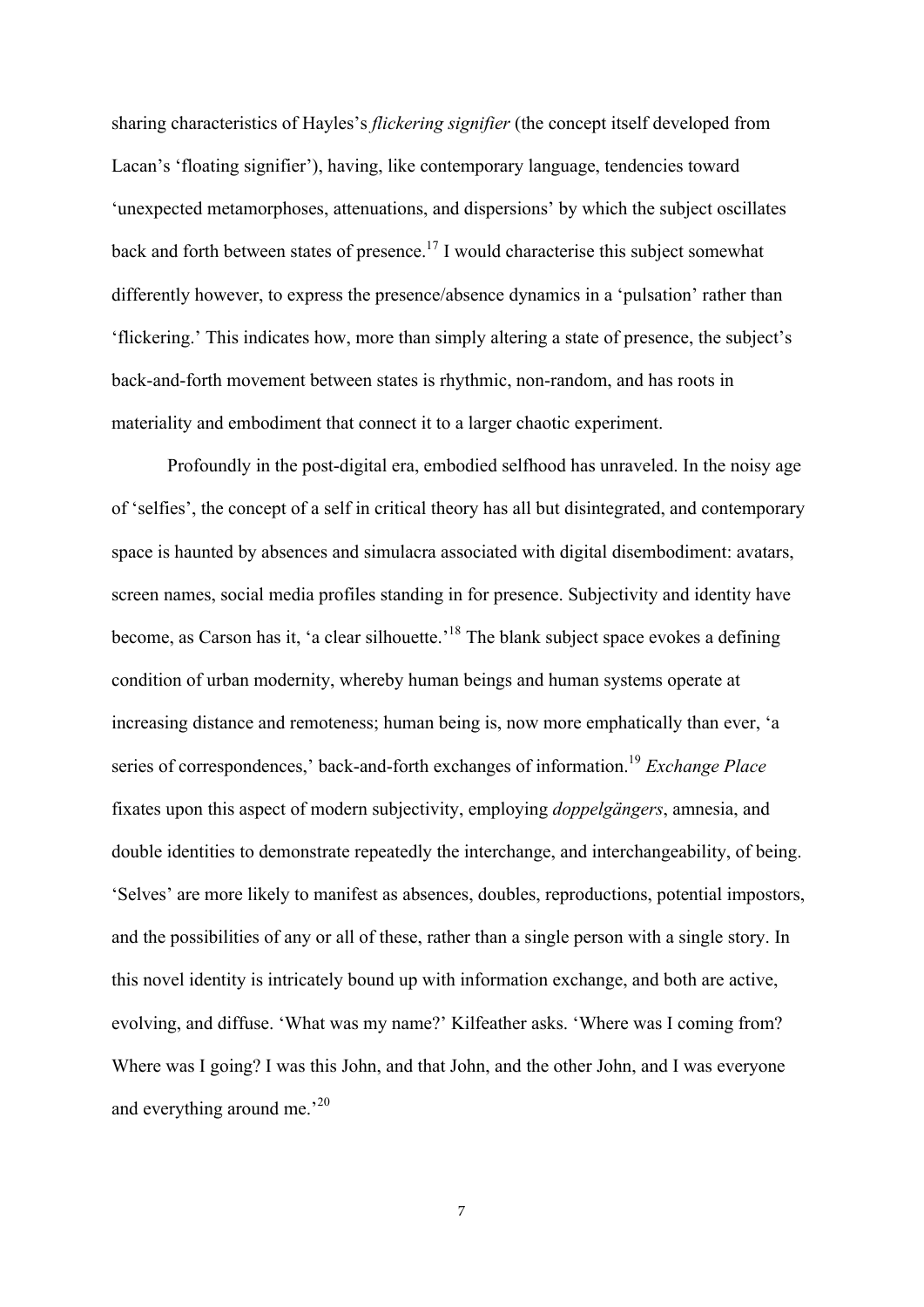sharing characteristics of Hayles's *flickering signifier* (the concept itself developed from Lacan's 'floating signifier'), having, like contemporary language, tendencies toward 'unexpected metamorphoses, attenuations, and dispersions' by which the subject oscillates back and forth between states of presence.[17] I would characterise this subject somewhat differently however, to express the presence/absence dynamics in a 'pulsation' rather than 'flickering.' This indicates how, more than simply altering a state of presence, the subject's back-and-forth movement between states is rhythmic, non-random, and has roots in materiality and embodiment that connect it to a larger chaotic experiment.

Profoundly in the post-digital era, embodied selfhood has unraveled. In the noisy age of 'selfies', the concept of a self in critical theory has all but disintegrated, and contemporary space is haunted by absences and simulacra associated with digital disembodiment: avatars, screen names, social media profiles standing in for presence. Subjectivity and identity have become, as Carson has it, 'a clear silhouette.'[18] The blank subject space evokes a defining condition of urban modernity, whereby human beings and human systems operate at increasing distance and remoteness; human being is, now more emphatically than ever, 'a series of correspondences,' back-and-forth exchanges of information.[19] *Exchange Place* fixates upon this aspect of modern subjectivity, employing *doppelgängers*, amnesia, and double identities to demonstrate repeatedly the interchange, and interchangeability, of being. 'Selves' are more likely to manifest as absences, doubles, reproductions, potential impostors, and the possibilities of any or all of these, rather than a single person with a single story. In this novel identity is intricately bound up with information exchange, and both are active, evolving, and diffuse. 'What was my name?' Kilfeather asks. 'Where was I coming from? Where was I going? I was this John, and that John, and the other John, and I was everyone and everything around me.'[20]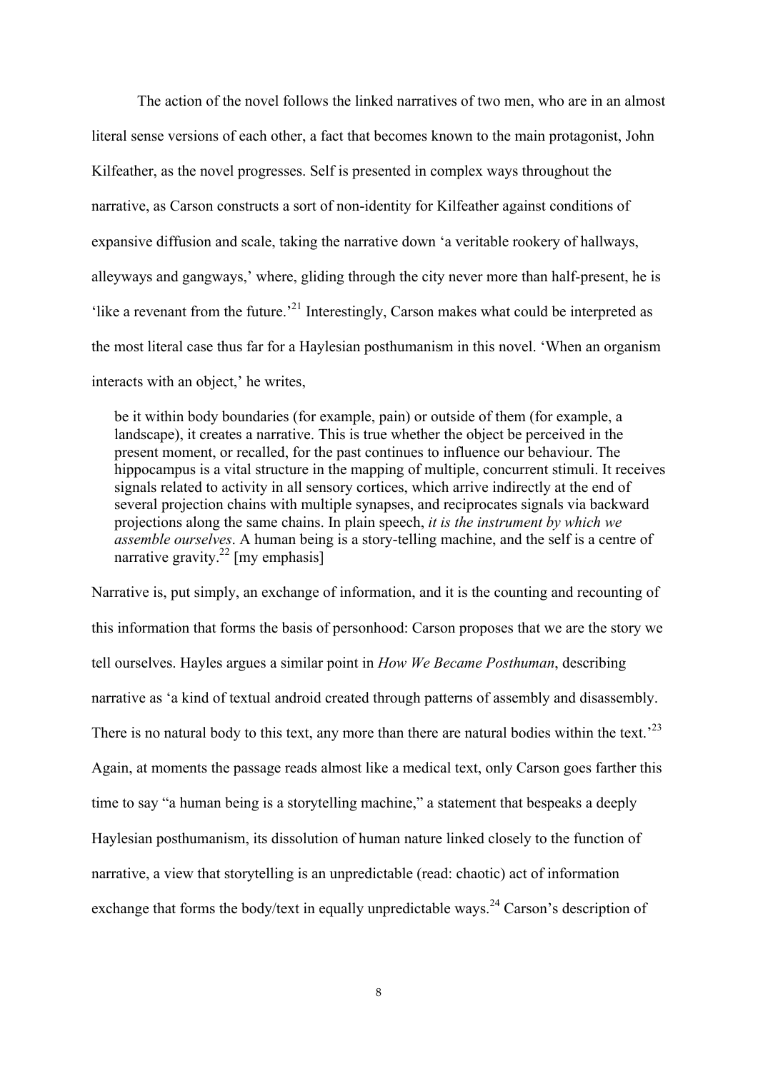The action of the novel follows the linked narratives of two men, who are in an almost literal sense versions of each other, a fact that becomes known to the main protagonist, John Kilfeather, as the novel progresses. Self is presented in complex ways throughout the narrative, as Carson constructs a sort of non-identity for Kilfeather against conditions of expansive diffusion and scale, taking the narrative down 'a veritable rookery of hallways, alleyways and gangways,' where, gliding through the city never more than half-present, he is 'like a revenant from the future.'[21] Interestingly, Carson makes what could be interpreted as the most literal case thus far for a Haylesian posthumanism in this novel. 'When an organism interacts with an object,' he writes,

> be it within body boundaries (for example, pain) or outside of them (for example, a landscape), it creates a narrative. This is true whether the object be perceived in the present moment, or recalled, for the past continues to influence our behaviour. The hippocampus is a vital structure in the mapping of multiple, concurrent stimuli. It receives signals related to activity in all sensory cortices, which arrive indirectly at the end of several projection chains with multiple synapses, and reciprocates signals via backward projections along the same chains. In plain speech, *it is the instrument by which we assemble ourselves*. A human being is a story-telling machine, and the self is a centre of narrative gravity.[22] [my emphasis]

Narrative is, put simply, an exchange of information, and it is the counting and recounting of this information that forms the basis of personhood: Carson proposes that we are the story we tell ourselves. Hayles argues a similar point in *How We Became Posthuman*, describing narrative as 'a kind of textual android created through patterns of assembly and disassembly. There is no natural body to this text, any more than there are natural bodies within the text.'[23] Again, at moments the passage reads almost like a medical text, only Carson goes farther this time to say "a human being is a storytelling machine," a statement that bespeaks a deeply Haylesian posthumanism, its dissolution of human nature linked closely to the function of narrative, a view that storytelling is an unpredictable (read: chaotic) act of information exchange that forms the body/text in equally unpredictable ways.[24] Carson's description of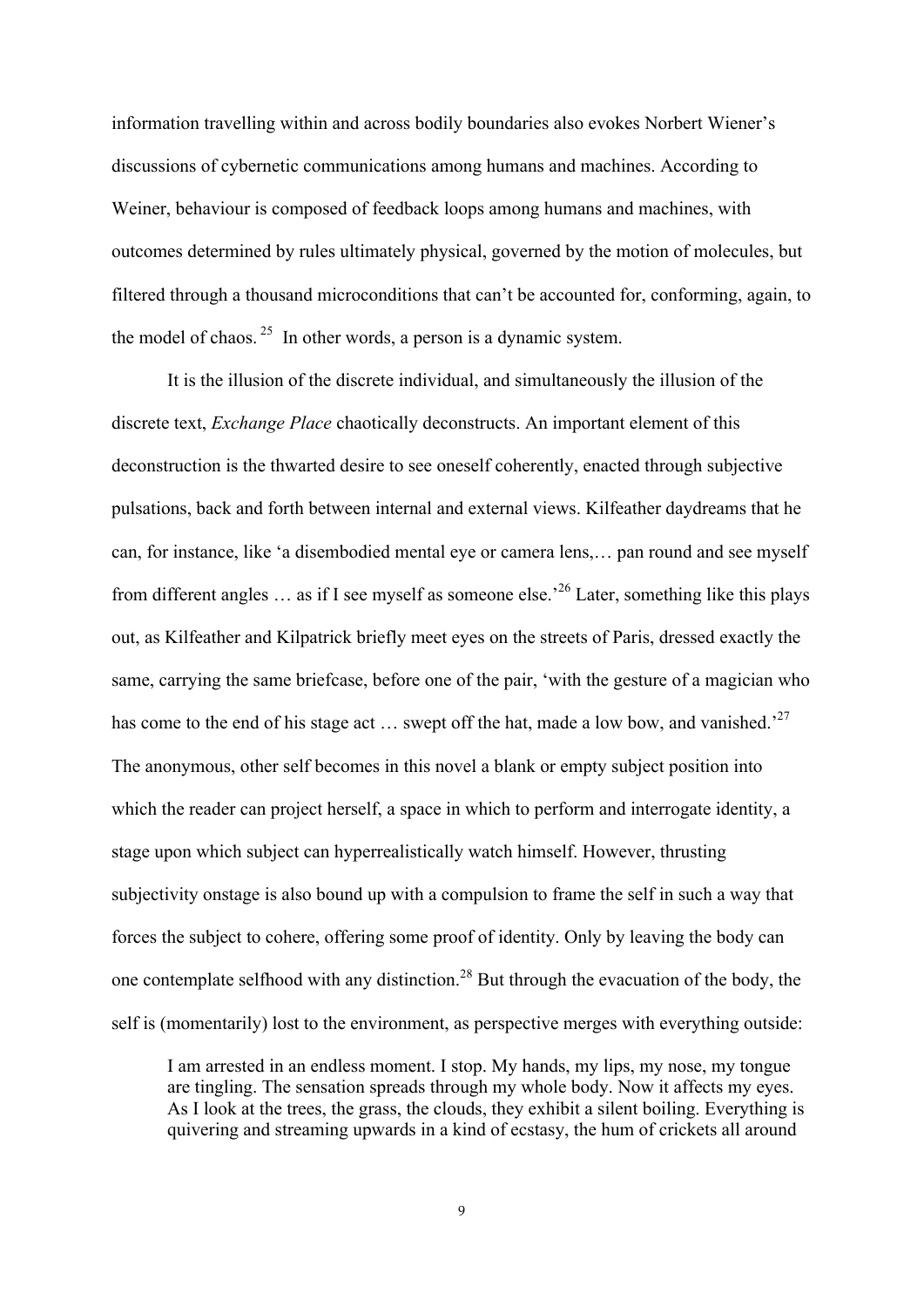information travelling within and across bodily boundaries also evokes Norbert Wiener's discussions of cybernetic communications among humans and machines. According to Weiner, behaviour is composed of feedback loops among humans and machines, with outcomes determined by rules ultimately physical, governed by the motion of molecules, but filtered through a thousand microconditions that can't be accounted for, conforming, again, to the model of chaos.[25] In other words, a person is a dynamic system.

It is the illusion of the discrete individual, and simultaneously the illusion of the discrete text, *Exchange Place* chaotically deconstructs. An important element of this deconstruction is the thwarted desire to see oneself coherently, enacted through subjective pulsations, back and forth between internal and external views. Kilfeather daydreams that he can, for instance, like 'a disembodied mental eye or camera lens,… pan round and see myself from different angles … as if I see myself as someone else.'[26] Later, something like this plays out, as Kilfeather and Kilpatrick briefly meet eyes on the streets of Paris, dressed exactly the same, carrying the same briefcase, before one of the pair, 'with the gesture of a magician who has come to the end of his stage act … swept off the hat, made a low bow, and vanished.'[27] The anonymous, other self becomes in this novel a blank or empty subject position into which the reader can project herself, a space in which to perform and interrogate identity, a stage upon which subject can hyperrealistically watch himself. However, thrusting subjectivity onstage is also bound up with a compulsion to frame the self in such a way that forces the subject to cohere, offering some proof of identity. Only by leaving the body can one contemplate selfhood with any distinction.[28] But through the evacuation of the body, the self is (momentarily) lost to the environment, as perspective merges with everything outside:

> I am arrested in an endless moment. I stop. My hands, my lips, my nose, my tongue are tingling. The sensation spreads through my whole body. Now it affects my eyes. As I look at the trees, the grass, the clouds, they exhibit a silent boiling. Everything is quivering and streaming upwards in a kind of ecstasy, the hum of crickets all around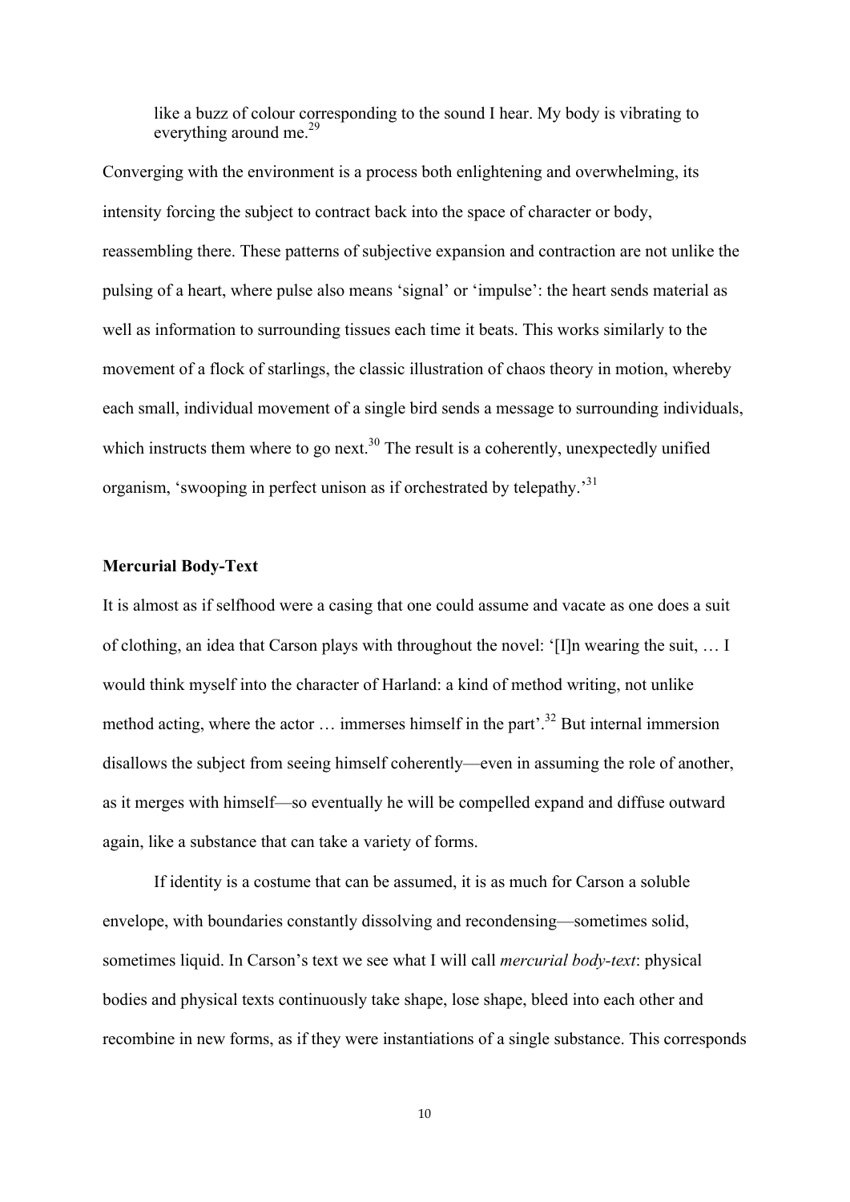> like a buzz of colour corresponding to the sound I hear. My body is vibrating to everything around me.[29]

Converging with the environment is a process both enlightening and overwhelming, its intensity forcing the subject to contract back into the space of character or body, reassembling there. These patterns of subjective expansion and contraction are not unlike the pulsing of a heart, where pulse also means 'signal' or 'impulse': the heart sends material as well as information to surrounding tissues each time it beats. This works similarly to the movement of a flock of starlings, the classic illustration of chaos theory in motion, whereby each small, individual movement of a single bird sends a message to surrounding individuals, which instructs them where to go next.[30] The result is a coherently, unexpectedly unified organism, 'swooping in perfect unison as if orchestrated by telepathy.'[31]

**Mercurial Body-Text**

It is almost as if selfhood were a casing that one could assume and vacate as one does a suit of clothing, an idea that Carson plays with throughout the novel: '[I]n wearing the suit, … I would think myself into the character of Harland: a kind of method writing, not unlike method acting, where the actor … immerses himself in the part'.[32] But internal immersion disallows the subject from seeing himself coherently—even in assuming the role of another, as it merges with himself—so eventually he will be compelled expand and diffuse outward again, like a substance that can take a variety of forms.

If identity is a costume that can be assumed, it is as much for Carson a soluble envelope, with boundaries constantly dissolving and recondensing—sometimes solid, sometimes liquid. In Carson's text we see what I will call *mercurial body-text*: physical bodies and physical texts continuously take shape, lose shape, bleed into each other and recombine in new forms, as if they were instantiations of a single substance. This corresponds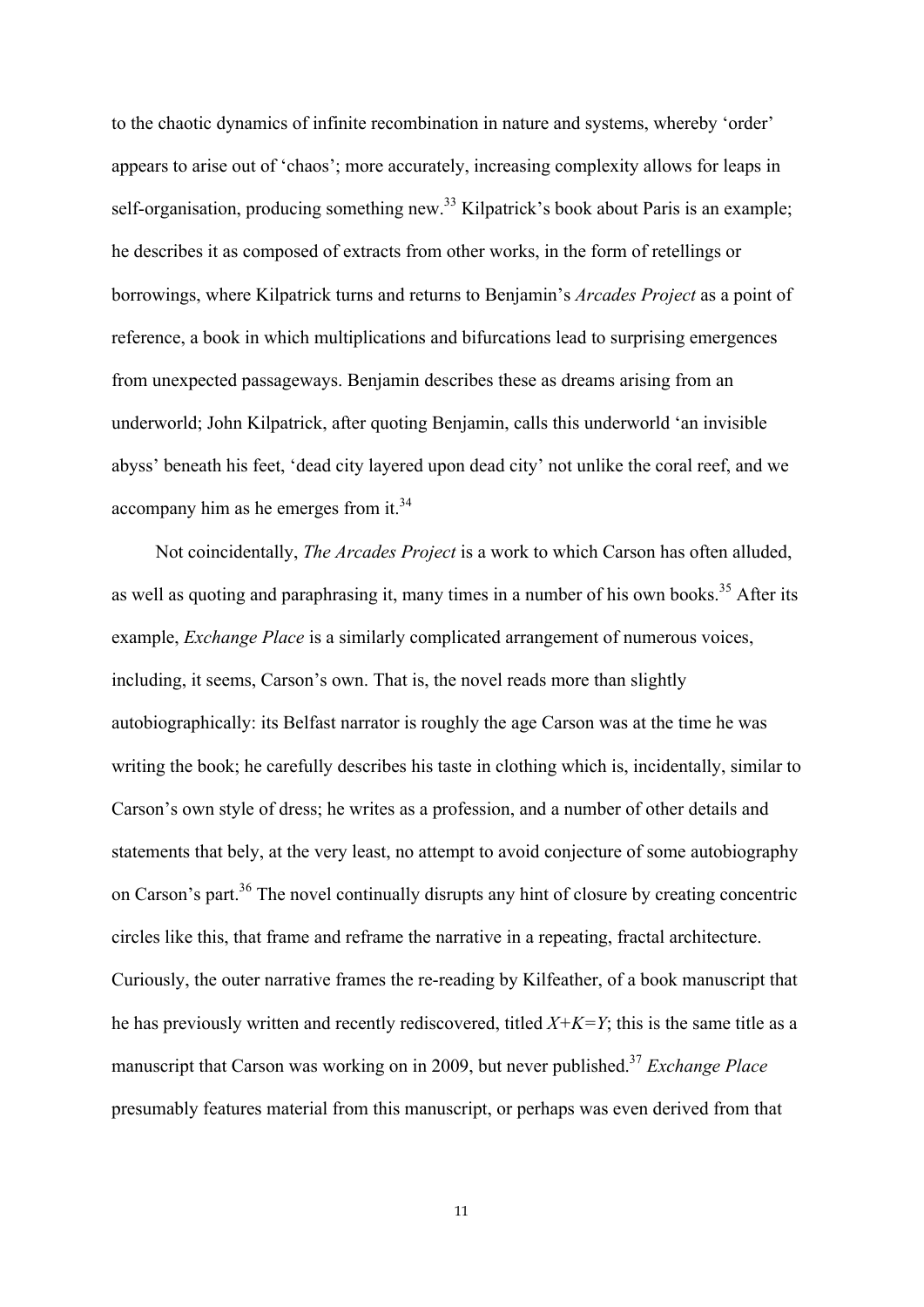to the chaotic dynamics of infinite recombination in nature and systems, whereby 'order' appears to arise out of 'chaos'; more accurately, increasing complexity allows for leaps in self-organisation, producing something new.[33] Kilpatrick's book about Paris is an example; he describes it as composed of extracts from other works, in the form of retellings or borrowings, where Kilpatrick turns and returns to Benjamin's *Arcades Project* as a point of reference, a book in which multiplications and bifurcations lead to surprising emergences from unexpected passageways. Benjamin describes these as dreams arising from an underworld; John Kilpatrick, after quoting Benjamin, calls this underworld 'an invisible abyss' beneath his feet, 'dead city layered upon dead city' not unlike the coral reef, and we accompany him as he emerges from it.[34]

Not coincidentally, *The Arcades Project* is a work to which Carson has often alluded, as well as quoting and paraphrasing it, many times in a number of his own books.[35] After its example, *Exchange Place* is a similarly complicated arrangement of numerous voices, including, it seems, Carson's own. That is, the novel reads more than slightly autobiographically: its Belfast narrator is roughly the age Carson was at the time he was writing the book; he carefully describes his taste in clothing which is, incidentally, similar to Carson's own style of dress; he writes as a profession, and a number of other details and statements that bely, at the very least, no attempt to avoid conjecture of some autobiography on Carson's part.[36] The novel continually disrupts any hint of closure by creating concentric circles like this, that frame and reframe the narrative in a repeating, fractal architecture. Curiously, the outer narrative frames the re-reading by Kilfeather, of a book manuscript that he has previously written and recently rediscovered, titled *X+K=Y*; this is the same title as a manuscript that Carson was working on in 2009, but never published.[37] *Exchange Place* presumably features material from this manuscript, or perhaps was even derived from that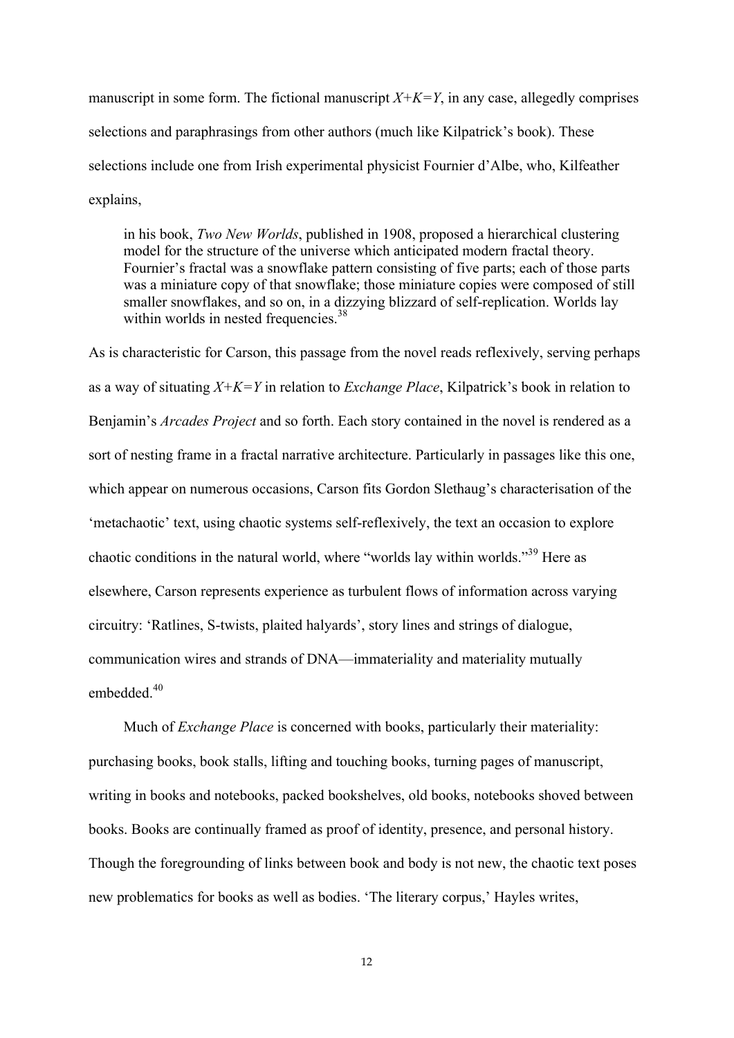manuscript in some form. The fictional manuscript *X+K=Y*, in any case, allegedly comprises selections and paraphrasings from other authors (much like Kilpatrick's book). These selections include one from Irish experimental physicist Fournier d'Albe, who, Kilfeather explains,

> in his book, *Two New Worlds*, published in 1908, proposed a hierarchical clustering model for the structure of the universe which anticipated modern fractal theory. Fournier's fractal was a snowflake pattern consisting of five parts; each of those parts was a miniature copy of that snowflake; those miniature copies were composed of still smaller snowflakes, and so on, in a dizzying blizzard of self-replication. Worlds lay within worlds in nested frequencies.[38]

As is characteristic for Carson, this passage from the novel reads reflexively, serving perhaps as a way of situating *X+K=Y* in relation to *Exchange Place*, Kilpatrick's book in relation to Benjamin's *Arcades Project* and so forth. Each story contained in the novel is rendered as a sort of nesting frame in a fractal narrative architecture. Particularly in passages like this one, which appear on numerous occasions, Carson fits Gordon Slethaug's characterisation of the 'metachaotic' text, using chaotic systems self-reflexively, the text an occasion to explore chaotic conditions in the natural world, where "worlds lay within worlds."[39] Here as elsewhere, Carson represents experience as turbulent flows of information across varying circuitry: 'Ratlines, S-twists, plaited halyards', story lines and strings of dialogue, communication wires and strands of DNA—immateriality and materiality mutually embedded.[40]

Much of *Exchange Place* is concerned with books, particularly their materiality: purchasing books, book stalls, lifting and touching books, turning pages of manuscript, writing in books and notebooks, packed bookshelves, old books, notebooks shoved between books. Books are continually framed as proof of identity, presence, and personal history. Though the foregrounding of links between book and body is not new, the chaotic text poses new problematics for books as well as bodies. 'The literary corpus,' Hayles writes,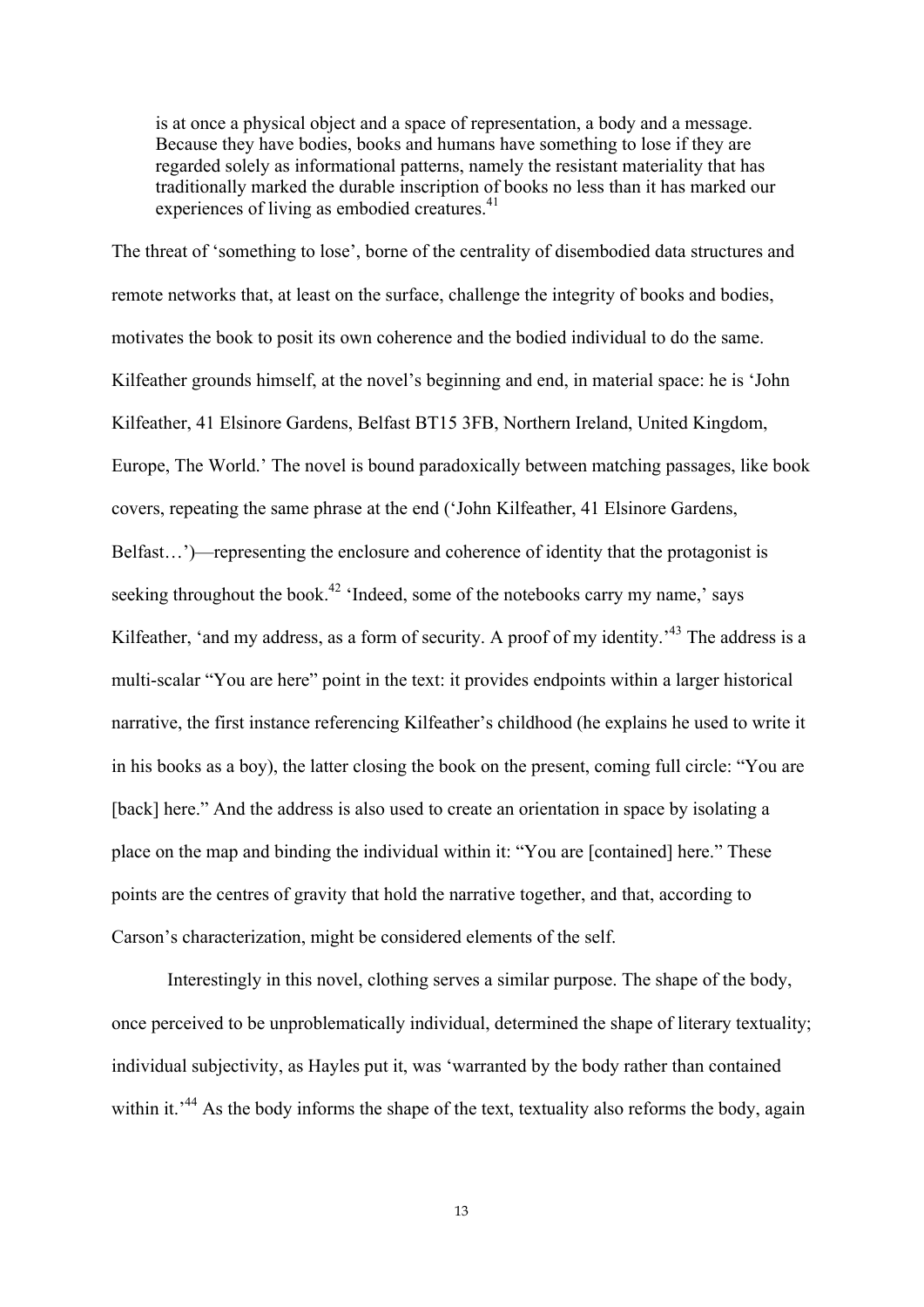> is at once a physical object and a space of representation, a body and a message. Because they have bodies, books and humans have something to lose if they are regarded solely as informational patterns, namely the resistant materiality that has traditionally marked the durable inscription of books no less than it has marked our experiences of living as embodied creatures.[41]

The threat of 'something to lose', borne of the centrality of disembodied data structures and remote networks that, at least on the surface, challenge the integrity of books and bodies, motivates the book to posit its own coherence and the bodied individual to do the same. Kilfeather grounds himself, at the novel's beginning and end, in material space: he is 'John Kilfeather, 41 Elsinore Gardens, Belfast BT15 3FB, Northern Ireland, United Kingdom, Europe, The World.' The novel is bound paradoxically between matching passages, like book covers, repeating the same phrase at the end ('John Kilfeather, 41 Elsinore Gardens, Belfast…')—representing the enclosure and coherence of identity that the protagonist is seeking throughout the book.[42] 'Indeed, some of the notebooks carry my name,' says Kilfeather, 'and my address, as a form of security. A proof of my identity.'[43] The address is a multi-scalar "You are here" point in the text: it provides endpoints within a larger historical narrative, the first instance referencing Kilfeather's childhood (he explains he used to write it in his books as a boy), the latter closing the book on the present, coming full circle: "You are [back] here." And the address is also used to create an orientation in space by isolating a place on the map and binding the individual within it: "You are [contained] here." These points are the centres of gravity that hold the narrative together, and that, according to Carson's characterization, might be considered elements of the self.

Interestingly in this novel, clothing serves a similar purpose. The shape of the body, once perceived to be unproblematically individual, determined the shape of literary textuality; individual subjectivity, as Hayles put it, was 'warranted by the body rather than contained within it.'[44] As the body informs the shape of the text, textuality also reforms the body, again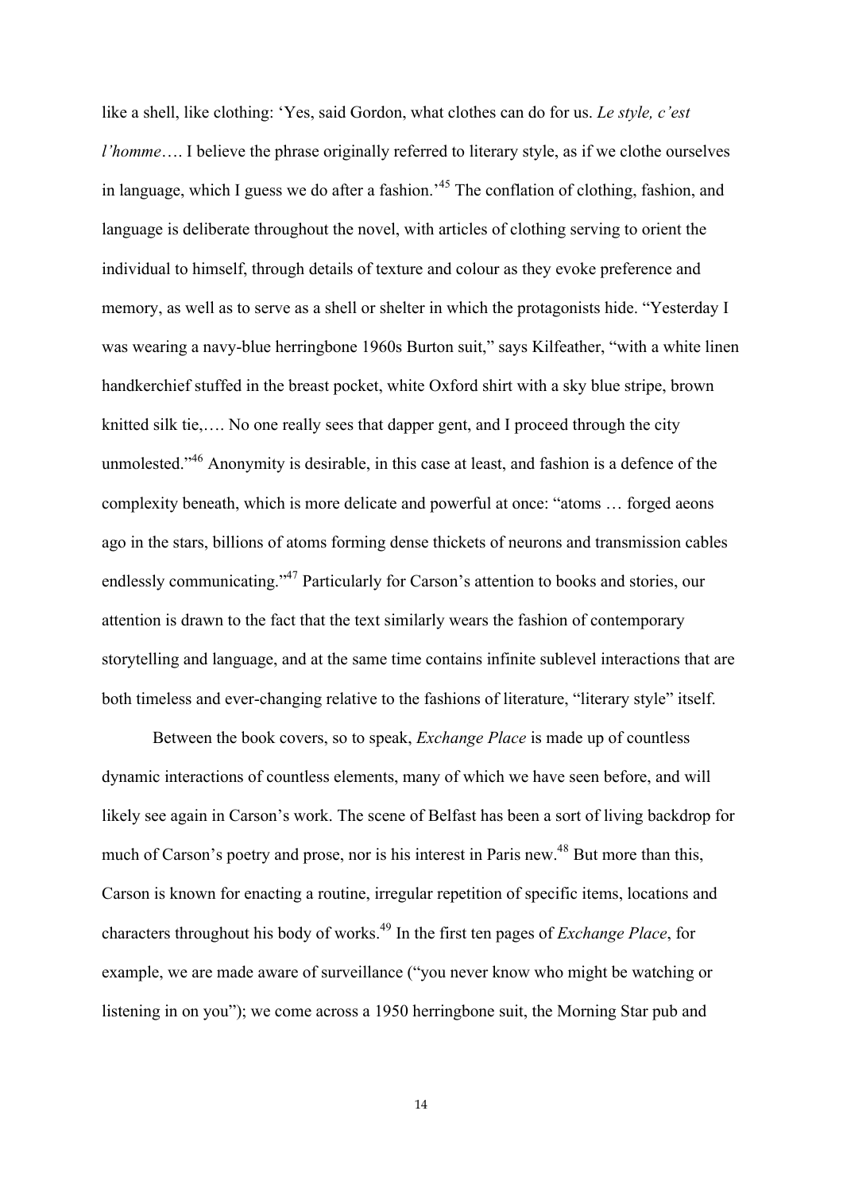like a shell, like clothing: 'Yes, said Gordon, what clothes can do for us. *Le style, c'est l'homme*…. I believe the phrase originally referred to literary style, as if we clothe ourselves in language, which I guess we do after a fashion.'[45] The conflation of clothing, fashion, and language is deliberate throughout the novel, with articles of clothing serving to orient the individual to himself, through details of texture and colour as they evoke preference and memory, as well as to serve as a shell or shelter in which the protagonists hide. "Yesterday I was wearing a navy-blue herringbone 1960s Burton suit," says Kilfeather, "with a white linen handkerchief stuffed in the breast pocket, white Oxford shirt with a sky blue stripe, brown knitted silk tie,…. No one really sees that dapper gent, and I proceed through the city unmolested."[46] Anonymity is desirable, in this case at least, and fashion is a defence of the complexity beneath, which is more delicate and powerful at once: "atoms … forged aeons ago in the stars, billions of atoms forming dense thickets of neurons and transmission cables endlessly communicating."[47] Particularly for Carson's attention to books and stories, our attention is drawn to the fact that the text similarly wears the fashion of contemporary storytelling and language, and at the same time contains infinite sublevel interactions that are both timeless and ever-changing relative to the fashions of literature, "literary style" itself.

Between the book covers, so to speak, *Exchange Place* is made up of countless dynamic interactions of countless elements, many of which we have seen before, and will likely see again in Carson's work. The scene of Belfast has been a sort of living backdrop for much of Carson's poetry and prose, nor is his interest in Paris new.[48] But more than this, Carson is known for enacting a routine, irregular repetition of specific items, locations and characters throughout his body of works.[49] In the first ten pages of *Exchange Place*, for example, we are made aware of surveillance ("you never know who might be watching or listening in on you"); we come across a 1950 herringbone suit, the Morning Star pub and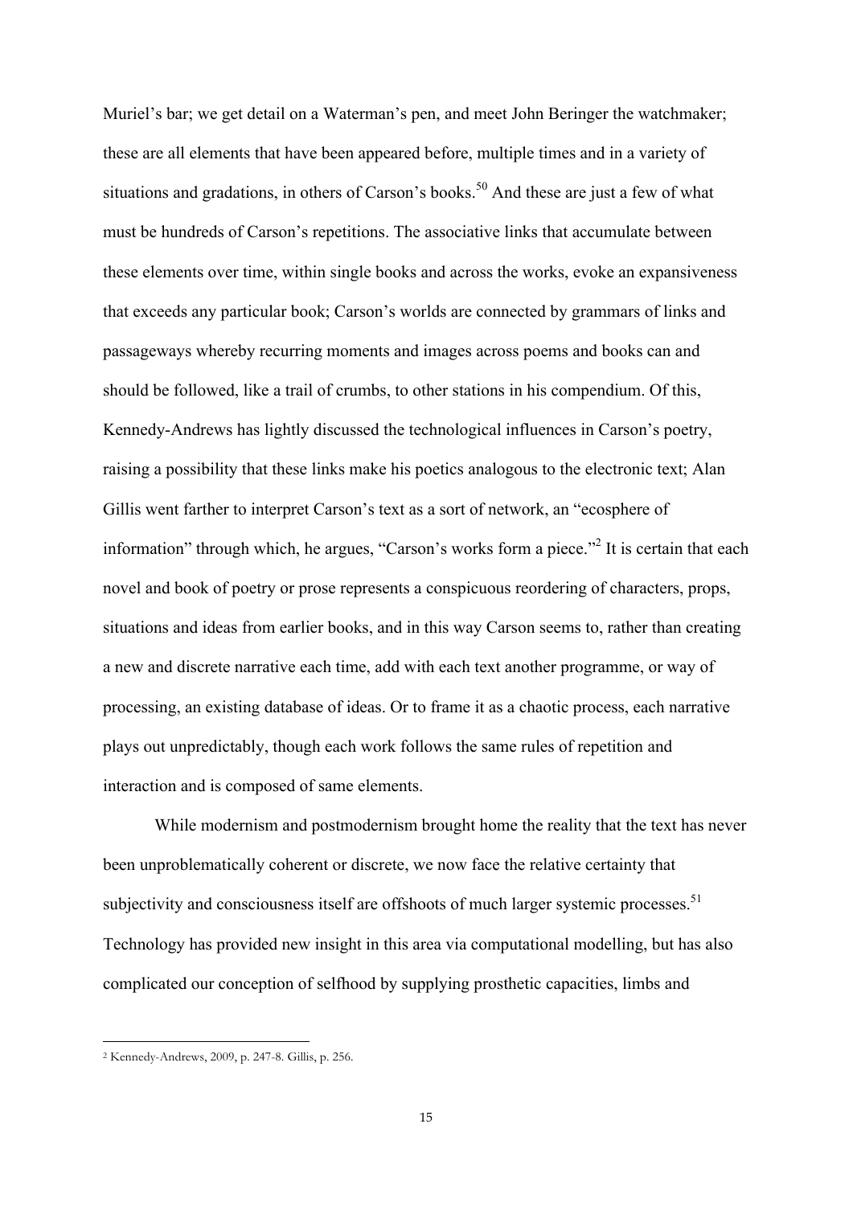Muriel's bar; we get detail on a Waterman's pen, and meet John Beringer the watchmaker; these are all elements that have been appeared before, multiple times and in a variety of situations and gradations, in others of Carson's books.[50] And these are just a few of what must be hundreds of Carson's repetitions. The associative links that accumulate between these elements over time, within single books and across the works, evoke an expansiveness that exceeds any particular book; Carson's worlds are connected by grammars of links and passageways whereby recurring moments and images across poems and books can and should be followed, like a trail of crumbs, to other stations in his compendium. Of this, Kennedy-Andrews has lightly discussed the technological influences in Carson's poetry, raising a possibility that these links make his poetics analogous to the electronic text; Alan Gillis went farther to interpret Carson's text as a sort of network, an "ecosphere of information" through which, he argues, "Carson's works form a piece."[2] It is certain that each novel and book of poetry or prose represents a conspicuous reordering of characters, props, situations and ideas from earlier books, and in this way Carson seems to, rather than creating a new and discrete narrative each time, add with each text another programme, or way of processing, an existing database of ideas. Or to frame it as a chaotic process, each narrative plays out unpredictably, though each work follows the same rules of repetition and interaction and is composed of same elements.

While modernism and postmodernism brought home the reality that the text has never been unproblematically coherent or discrete, we now face the relative certainty that subjectivity and consciousness itself are offshoots of much larger systemic processes.[51] Technology has provided new insight in this area via computational modelling, but has also complicated our conception of selfhood by supplying prosthetic capacities, limbs and

---

[2] Kennedy-Andrews, 2009, p. 247-8. Gillis, p. 256.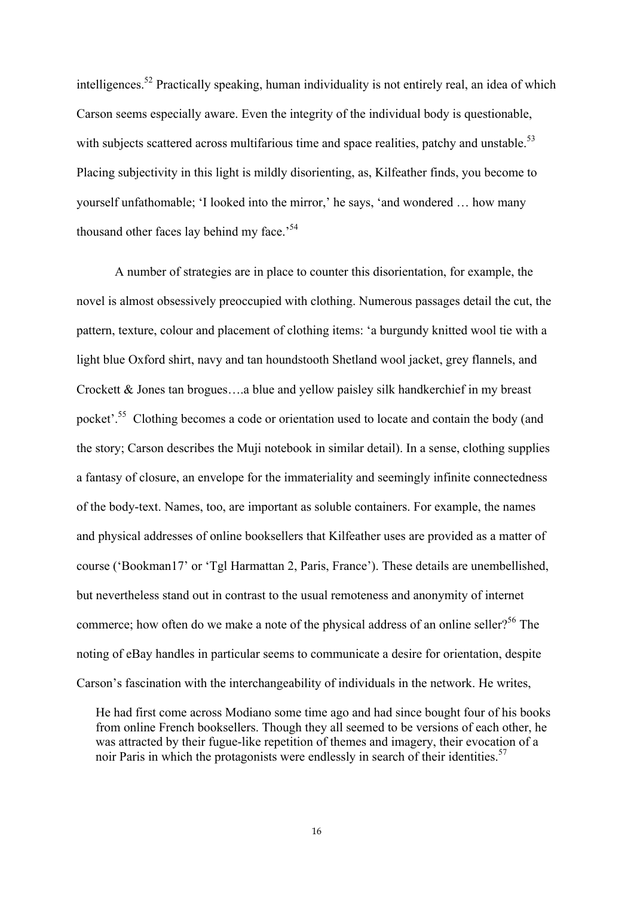intelligences.[52] Practically speaking, human individuality is not entirely real, an idea of which Carson seems especially aware. Even the integrity of the individual body is questionable, with subjects scattered across multifarious time and space realities, patchy and unstable.[53] Placing subjectivity in this light is mildly disorienting, as, Kilfeather finds, you become to yourself unfathomable; 'I looked into the mirror,' he says, 'and wondered … how many thousand other faces lay behind my face.'[54]

A number of strategies are in place to counter this disorientation, for example, the novel is almost obsessively preoccupied with clothing. Numerous passages detail the cut, the pattern, texture, colour and placement of clothing items: 'a burgundy knitted wool tie with a light blue Oxford shirt, navy and tan houndstooth Shetland wool jacket, grey flannels, and Crockett & Jones tan brogues….a blue and yellow paisley silk handkerchief in my breast pocket'.[55] Clothing becomes a code or orientation used to locate and contain the body (and the story; Carson describes the Muji notebook in similar detail). In a sense, clothing supplies a fantasy of closure, an envelope for the immateriality and seemingly infinite connectedness of the body-text. Names, too, are important as soluble containers. For example, the names and physical addresses of online booksellers that Kilfeather uses are provided as a matter of course ('Bookman17' or 'Tgl Harmattan 2, Paris, France'). These details are unembellished, but nevertheless stand out in contrast to the usual remoteness and anonymity of internet commerce; how often do we make a note of the physical address of an online seller?[56] The noting of eBay handles in particular seems to communicate a desire for orientation, despite Carson's fascination with the interchangeability of individuals in the network. He writes,

> He had first come across Modiano some time ago and had since bought four of his books from online French booksellers. Though they all seemed to be versions of each other, he was attracted by their fugue-like repetition of themes and imagery, their evocation of a noir Paris in which the protagonists were endlessly in search of their identities.[57]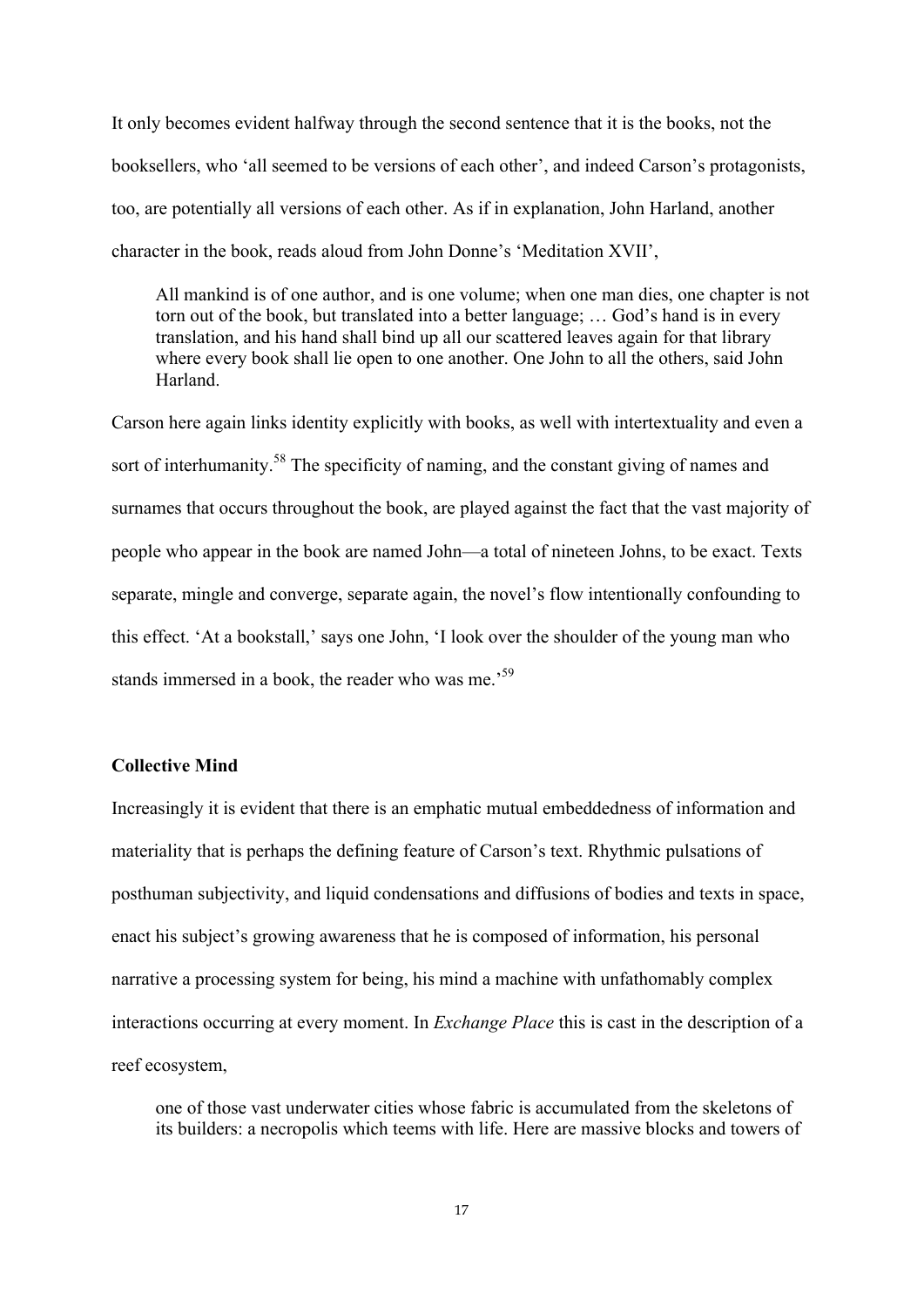It only becomes evident halfway through the second sentence that it is the books, not the booksellers, who 'all seemed to be versions of each other', and indeed Carson's protagonists, too, are potentially all versions of each other. As if in explanation, John Harland, another character in the book, reads aloud from John Donne's 'Meditation XVII',

> All mankind is of one author, and is one volume; when one man dies, one chapter is not torn out of the book, but translated into a better language; … God's hand is in every translation, and his hand shall bind up all our scattered leaves again for that library where every book shall lie open to one another. One John to all the others, said John Harland.

Carson here again links identity explicitly with books, as well with intertextuality and even a sort of interhumanity.[58] The specificity of naming, and the constant giving of names and surnames that occurs throughout the book, are played against the fact that the vast majority of people who appear in the book are named John—a total of nineteen Johns, to be exact. Texts separate, mingle and converge, separate again, the novel's flow intentionally confounding to this effect. 'At a bookstall,' says one John, 'I look over the shoulder of the young man who stands immersed in a book, the reader who was me.'[59]

### Collective Mind

Increasingly it is evident that there is an emphatic mutual embeddedness of information and materiality that is perhaps the defining feature of Carson's text. Rhythmic pulsations of posthuman subjectivity, and liquid condensations and diffusions of bodies and texts in space, enact his subject's growing awareness that he is composed of information, his personal narrative a processing system for being, his mind a machine with unfathomably complex interactions occurring at every moment. In *Exchange Place* this is cast in the description of a reef ecosystem,

> one of those vast underwater cities whose fabric is accumulated from the skeletons of its builders: a necropolis which teems with life. Here are massive blocks and towers of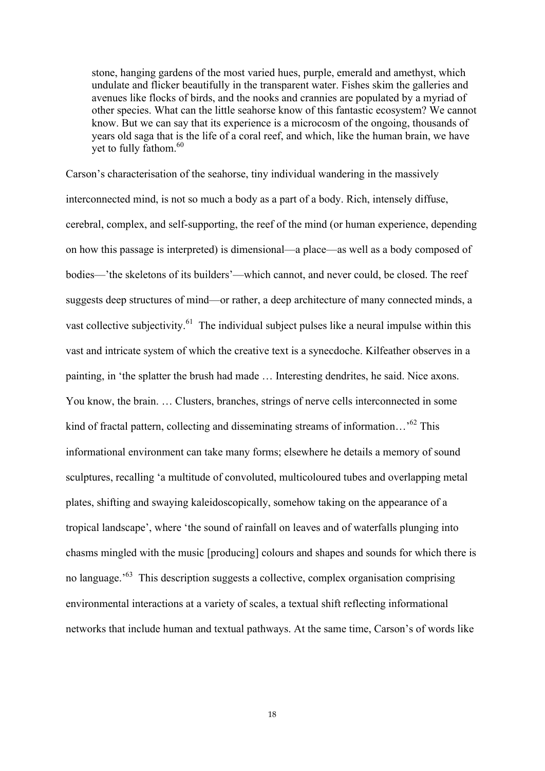> stone, hanging gardens of the most varied hues, purple, emerald and amethyst, which undulate and flicker beautifully in the transparent water. Fishes skim the galleries and avenues like flocks of birds, and the nooks and crannies are populated by a myriad of other species. What can the little seahorse know of this fantastic ecosystem? We cannot know. But we can say that its experience is a microcosm of the ongoing, thousands of years old saga that is the life of a coral reef, and which, like the human brain, we have yet to fully fathom.[60]

Carson's characterisation of the seahorse, tiny individual wandering in the massively interconnected mind, is not so much a body as a part of a body. Rich, intensely diffuse, cerebral, complex, and self-supporting, the reef of the mind (or human experience, depending on how this passage is interpreted) is dimensional—a place—as well as a body composed of bodies—'the skeletons of its builders'—which cannot, and never could, be closed. The reef suggests deep structures of mind—or rather, a deep architecture of many connected minds, a vast collective subjectivity.[61] The individual subject pulses like a neural impulse within this vast and intricate system of which the creative text is a synecdoche. Kilfeather observes in a painting, in 'the splatter the brush had made … Interesting dendrites, he said. Nice axons. You know, the brain. … Clusters, branches, strings of nerve cells interconnected in some kind of fractal pattern, collecting and disseminating streams of information…'[62] This informational environment can take many forms; elsewhere he details a memory of sound sculptures, recalling 'a multitude of convoluted, multicoloured tubes and overlapping metal plates, shifting and swaying kaleidoscopically, somehow taking on the appearance of a tropical landscape', where 'the sound of rainfall on leaves and of waterfalls plunging into chasms mingled with the music [producing] colours and shapes and sounds for which there is no language.'[63] This description suggests a collective, complex organisation comprising environmental interactions at a variety of scales, a textual shift reflecting informational networks that include human and textual pathways. At the same time, Carson's of words like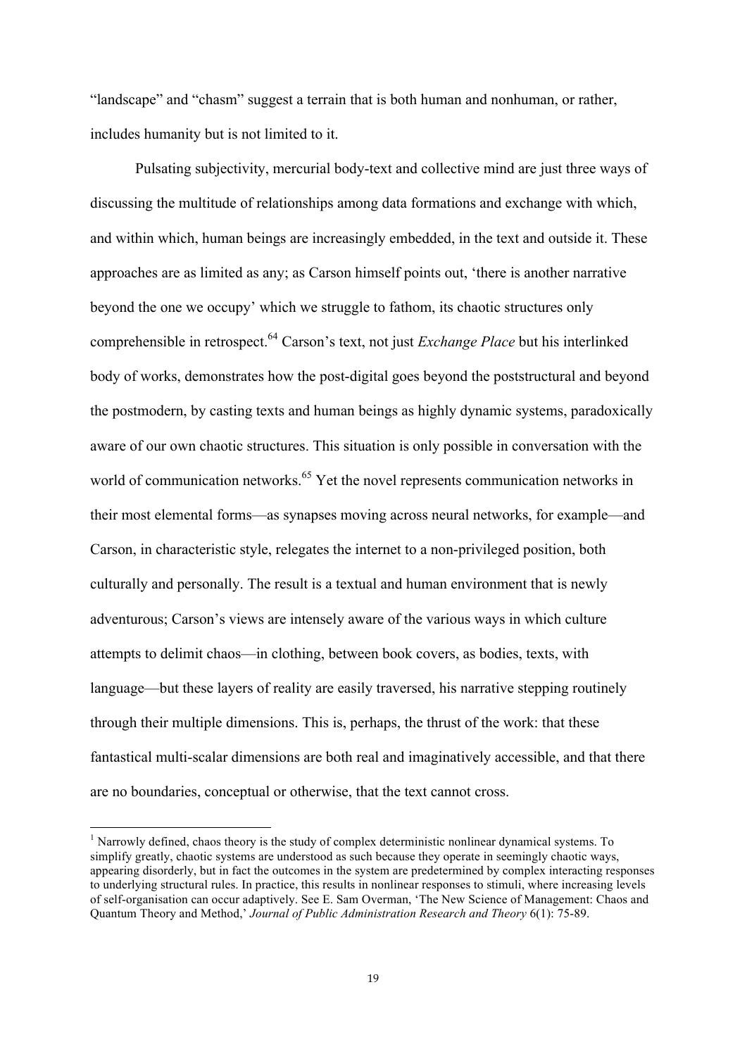"landscape" and "chasm" suggest a terrain that is both human and nonhuman, or rather, includes humanity but is not limited to it.

Pulsating subjectivity, mercurial body-text and collective mind are just three ways of discussing the multitude of relationships among data formations and exchange with which, and within which, human beings are increasingly embedded, in the text and outside it. These approaches are as limited as any; as Carson himself points out, 'there is another narrative beyond the one we occupy' which we struggle to fathom, its chaotic structures only comprehensible in retrospect.[64] Carson's text, not just *Exchange Place* but his interlinked body of works, demonstrates how the post-digital goes beyond the poststructural and beyond the postmodern, by casting texts and human beings as highly dynamic systems, paradoxically aware of our own chaotic structures. This situation is only possible in conversation with the world of communication networks.[65] Yet the novel represents communication networks in their most elemental forms—as synapses moving across neural networks, for example—and Carson, in characteristic style, relegates the internet to a non-privileged position, both culturally and personally. The result is a textual and human environment that is newly adventurous; Carson's views are intensely aware of the various ways in which culture attempts to delimit chaos—in clothing, between book covers, as bodies, texts, with language—but these layers of reality are easily traversed, his narrative stepping routinely through their multiple dimensions. This is, perhaps, the thrust of the work: that these fantastical multi-scalar dimensions are both real and imaginatively accessible, and that there are no boundaries, conceptual or otherwise, that the text cannot cross.

---

[1] Narrowly defined, chaos theory is the study of complex deterministic nonlinear dynamical systems. To simplify greatly, chaotic systems are understood as such because they operate in seemingly chaotic ways, appearing disorderly, but in fact the outcomes in the system are predetermined by complex interacting responses to underlying structural rules. In practice, this results in nonlinear responses to stimuli, where increasing levels of self-organisation can occur adaptively. See E. Sam Overman, 'The New Science of Management: Chaos and Quantum Theory and Method,' *Journal of Public Administration Research and Theory* 6(1): 75-89.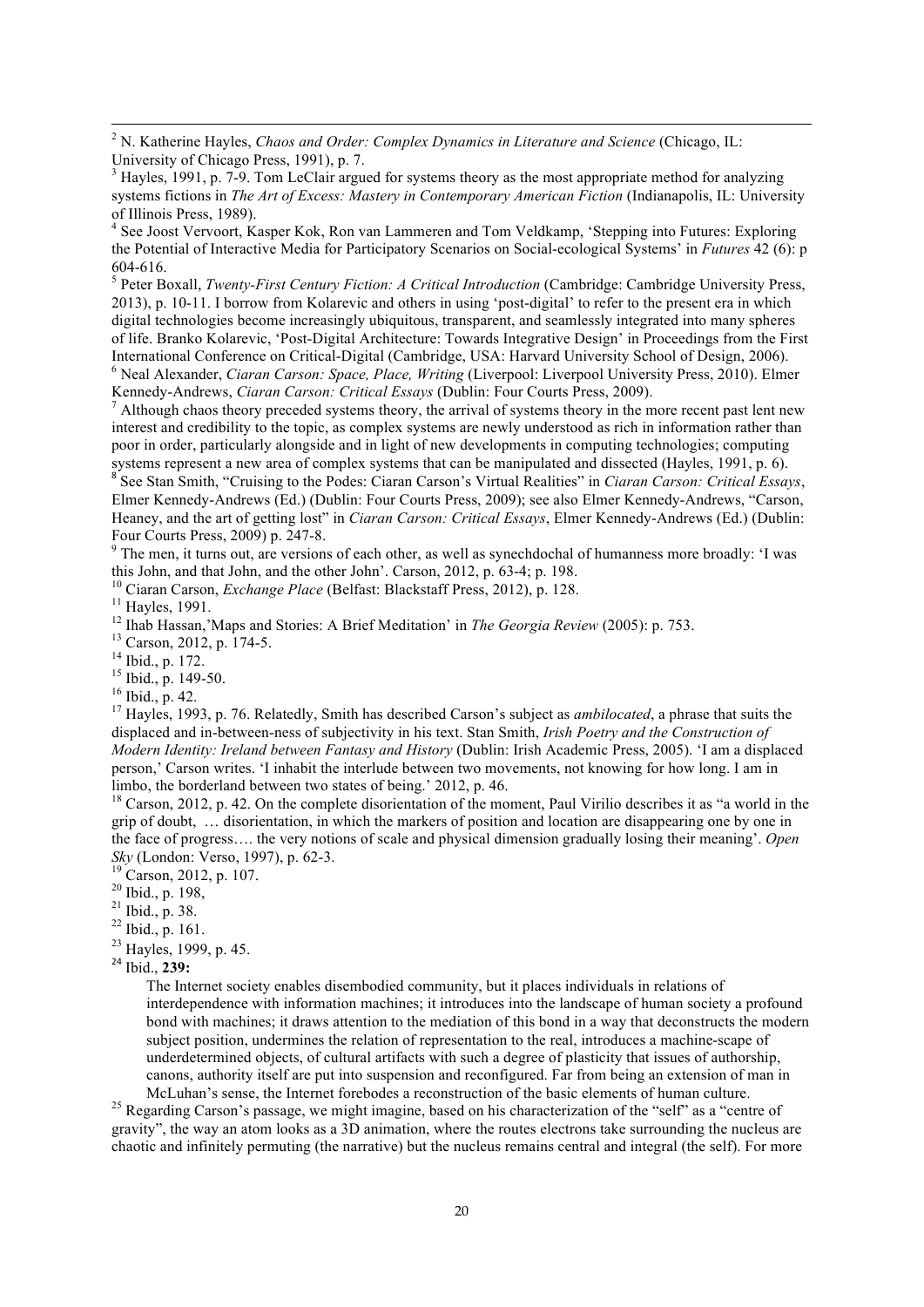[2] N. Katherine Hayles, *Chaos and Order: Complex Dynamics in Literature and Science* (Chicago, IL: University of Chicago Press, 1991), p. 7.

[3] Hayles, 1991, p. 7-9. Tom LeClair argued for systems theory as the most appropriate method for analyzing systems fictions in *The Art of Excess: Mastery in Contemporary American Fiction* (Indianapolis, IL: University of Illinois Press, 1989).

[4] See Joost Vervoort, Kasper Kok, Ron van Lammeren and Tom Veldkamp, 'Stepping into Futures: Exploring the Potential of Interactive Media for Participatory Scenarios on Social-ecological Systems' in *Futures* 42 (6): p 604-616.

[5] Peter Boxall, *Twenty-First Century Fiction: A Critical Introduction* (Cambridge: Cambridge University Press, 2013), p. 10-11. I borrow from Kolarevic and others in using 'post-digital' to refer to the present era in which digital technologies become increasingly ubiquitous, transparent, and seamlessly integrated into many spheres of life. Branko Kolarevic, 'Post-Digital Architecture: Towards Integrative Design' in Proceedings from the First International Conference on Critical-Digital (Cambridge, USA: Harvard University School of Design, 2006).

[6] Neal Alexander, *Ciaran Carson: Space, Place, Writing* (Liverpool: Liverpool University Press, 2010). Elmer Kennedy-Andrews, *Ciaran Carson: Critical Essays* (Dublin: Four Courts Press, 2009).

[7] Although chaos theory preceded systems theory, the arrival of systems theory in the more recent past lent new interest and credibility to the topic, as complex systems are newly understood as rich in information rather than poor in order, particularly alongside and in light of new developments in computing technologies; computing systems represent a new area of complex systems that can be manipulated and dissected (Hayles, 1991, p. 6).

[8] See Stan Smith, "Cruising to the Podes: Ciaran Carson's Virtual Realities" in *Ciaran Carson: Critical Essays*, Elmer Kennedy-Andrews (Ed.) (Dublin: Four Courts Press, 2009); see also Elmer Kennedy-Andrews, "Carson, Heaney, and the art of getting lost" in *Ciaran Carson: Critical Essays*, Elmer Kennedy-Andrews (Ed.) (Dublin: Four Courts Press, 2009) p. 247-8.

[9] The men, it turns out, are versions of each other, as well as synechdochal of humanness more broadly: 'I was this John, and that John, and the other John'. Carson, 2012, p. 63-4; p. 198.

[10] Ciaran Carson, *Exchange Place* (Belfast: Blackstaff Press, 2012), p. 128.

[11] Hayles, 1991.

[12] Ihab Hassan,'Maps and Stories: A Brief Meditation' in *The Georgia Review* (2005): p. 753.

[13] Carson, 2012, p. 174-5.

[14] Ibid., p. 172.

[15] Ibid., p. 149-50.

[16] Ibid., p. 42.

[17] Hayles, 1993, p. 76. Relatedly, Smith has described Carson's subject as *ambilocated*, a phrase that suits the displaced and in-between-ness of subjectivity in his text. Stan Smith, *Irish Poetry and the Construction of Modern Identity: Ireland between Fantasy and History* (Dublin: Irish Academic Press, 2005). 'I am a displaced person,' Carson writes. 'I inhabit the interlude between two movements, not knowing for how long. I am in limbo, the borderland between two states of being.' 2012, p. 46.

[18] Carson, 2012, p. 42. On the complete disorientation of the moment, Paul Virilio describes it as "a world in the grip of doubt, … disorientation, in which the markers of position and location are disappearing one by one in the face of progress…. the very notions of scale and physical dimension gradually losing their meaning'. *Open Sky* (London: Verso, 1997), p. 62-3.

[19] Carson, 2012, p. 107.

[20] Ibid., p. 198,

[21] Ibid., p. 38.

[22] Ibid., p. 161.

[23] Hayles, 1999, p. 45.

[24] Ibid., **239:**

> The Internet society enables disembodied community, but it places individuals in relations of interdependence with information machines; it introduces into the landscape of human society a profound bond with machines; it draws attention to the mediation of this bond in a way that deconstructs the modern subject position, undermines the relation of representation to the real, introduces a machine-scape of underdetermined objects, of cultural artifacts with such a degree of plasticity that issues of authorship, canons, authority itself are put into suspension and reconfigured. Far from being an extension of man in McLuhan's sense, the Internet forebodes a reconstruction of the basic elements of human culture.

[25] Regarding Carson's passage, we might imagine, based on his characterization of the "self" as a "centre of gravity", the way an atom looks as a 3D animation, where the routes electrons take surrounding the nucleus are chaotic and infinitely permuting (the narrative) but the nucleus remains central and integral (the self). For more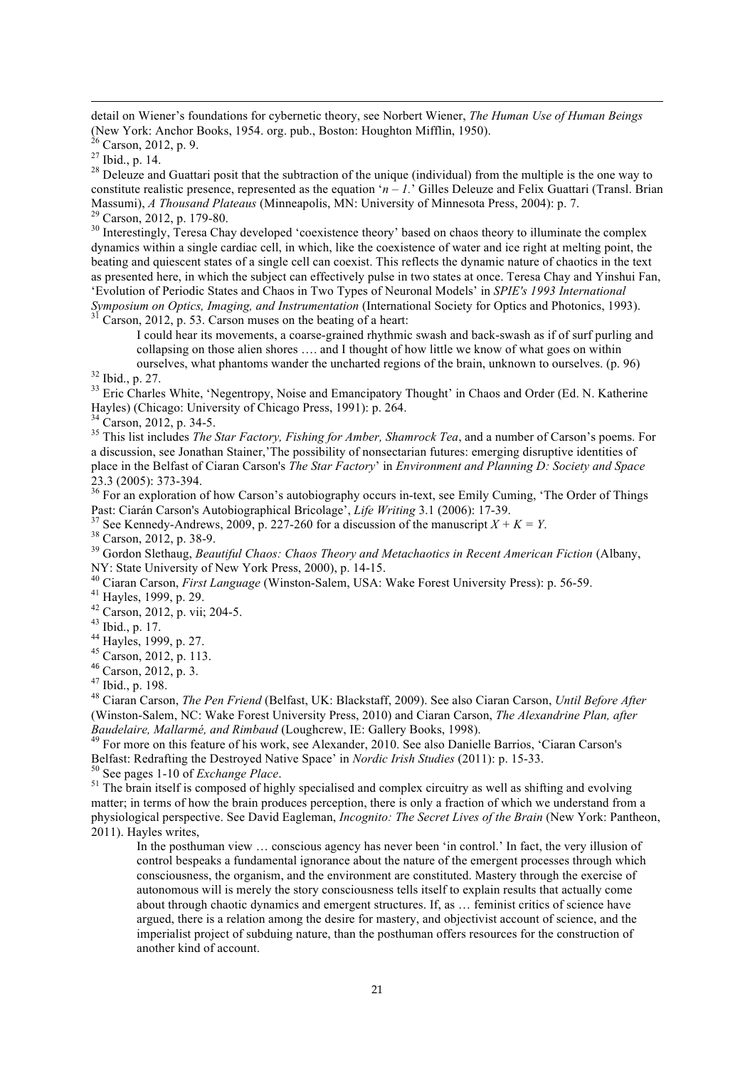detail on Wiener's foundations for cybernetic theory, see Norbert Wiener, *The Human Use of Human Beings* (New York: Anchor Books, 1954. org. pub., Boston: Houghton Mifflin, 1950).

[26] Carson, 2012, p. 9.

[27] Ibid., p. 14.

[28] Deleuze and Guattari posit that the subtraction of the unique (individual) from the multiple is the one way to constitute realistic presence, represented as the equation '$n - 1$.' Gilles Deleuze and Felix Guattari (Transl. Brian Massumi), *A Thousand Plateaus* (Minneapolis, MN: University of Minnesota Press, 2004): p. 7.

[29] Carson, 2012, p. 179-80.

[30] Interestingly, Teresa Chay developed 'coexistence theory' based on chaos theory to illuminate the complex dynamics within a single cardiac cell, in which, like the coexistence of water and ice right at melting point, the beating and quiescent states of a single cell can coexist. This reflects the dynamic nature of chaotics in the text as presented here, in which the subject can effectively pulse in two states at once. Teresa Chay and Yinshui Fan, 'Evolution of Periodic States and Chaos in Two Types of Neuronal Models' in *SPIE's 1993 International Symposium on Optics, Imaging, and Instrumentation* (International Society for Optics and Photonics, 1993).

[31] Carson, 2012, p. 53. Carson muses on the beating of a heart:

> I could hear its movements, a coarse-grained rhythmic swash and back-swash as if of surf purling and collapsing on those alien shores …. and I thought of how little we know of what goes on within ourselves, what phantoms wander the uncharted regions of the brain, unknown to ourselves. (p. 96)

[32] Ibid., p. 27.

[33] Eric Charles White, 'Negentropy, Noise and Emancipatory Thought' in Chaos and Order (Ed. N. Katherine Hayles) (Chicago: University of Chicago Press, 1991): p. 264.

[34] Carson, 2012, p. 34-5.

[35] This list includes *The Star Factory, Fishing for Amber, Shamrock Tea*, and a number of Carson's poems. For a discussion, see Jonathan Stainer,'The possibility of nonsectarian futures: emerging disruptive identities of place in the Belfast of Ciaran Carson's *The Star Factory*' in *Environment and Planning D: Society and Space* 23.3 (2005): 373-394.

[36] For an exploration of how Carson's autobiography occurs in-text, see Emily Cuming, 'The Order of Things Past: Ciarán Carson's Autobiographical Bricolage', *Life Writing* 3.1 (2006): 17-39.

[37] See Kennedy-Andrews, 2009, p. 227-260 for a discussion of the manuscript $X + K = Y$.

[38] Carson, 2012, p. 38-9.

[39] Gordon Slethaug, *Beautiful Chaos: Chaos Theory and Metachaotics in Recent American Fiction* (Albany, NY: State University of New York Press, 2000), p. 14-15.

[40] Ciaran Carson, *First Language* (Winston-Salem, USA: Wake Forest University Press): p. 56-59.

[41] Hayles, 1999, p. 29.

[42] Carson, 2012, p. vii; 204-5.

[43] Ibid., p. 17.

[44] Hayles, 1999, p. 27.

[45] Carson, 2012, p. 113.

[46] Carson, 2012, p. 3.

[47] Ibid., p. 198.

[48] Ciaran Carson, *The Pen Friend* (Belfast, UK: Blackstaff, 2009). See also Ciaran Carson, *Until Before After* (Winston-Salem, NC: Wake Forest University Press, 2010) and Ciaran Carson, *The Alexandrine Plan, after Baudelaire, Mallarmé, and Rimbaud* (Loughcrew, IE: Gallery Books, 1998).

[49] For more on this feature of his work, see Alexander, 2010. See also Danielle Barrios, 'Ciaran Carson's Belfast: Redrafting the Destroyed Native Space' in *Nordic Irish Studies* (2011): p. 15-33.

[50] See pages 1-10 of *Exchange Place*.

[51] The brain itself is composed of highly specialised and complex circuitry as well as shifting and evolving matter; in terms of how the brain produces perception, there is only a fraction of which we understand from a physiological perspective. See David Eagleman, *Incognito: The Secret Lives of the Brain* (New York: Pantheon, 2011). Hayles writes,

> In the posthuman view … conscious agency has never been 'in control.' In fact, the very illusion of control bespeaks a fundamental ignorance about the nature of the emergent processes through which consciousness, the organism, and the environment are constituted. Mastery through the exercise of autonomous will is merely the story consciousness tells itself to explain results that actually come about through chaotic dynamics and emergent structures. If, as … feminist critics of science have argued, there is a relation among the desire for mastery, and objectivist account of science, and the imperialist project of subduing nature, than the posthuman offers resources for the construction of another kind of account.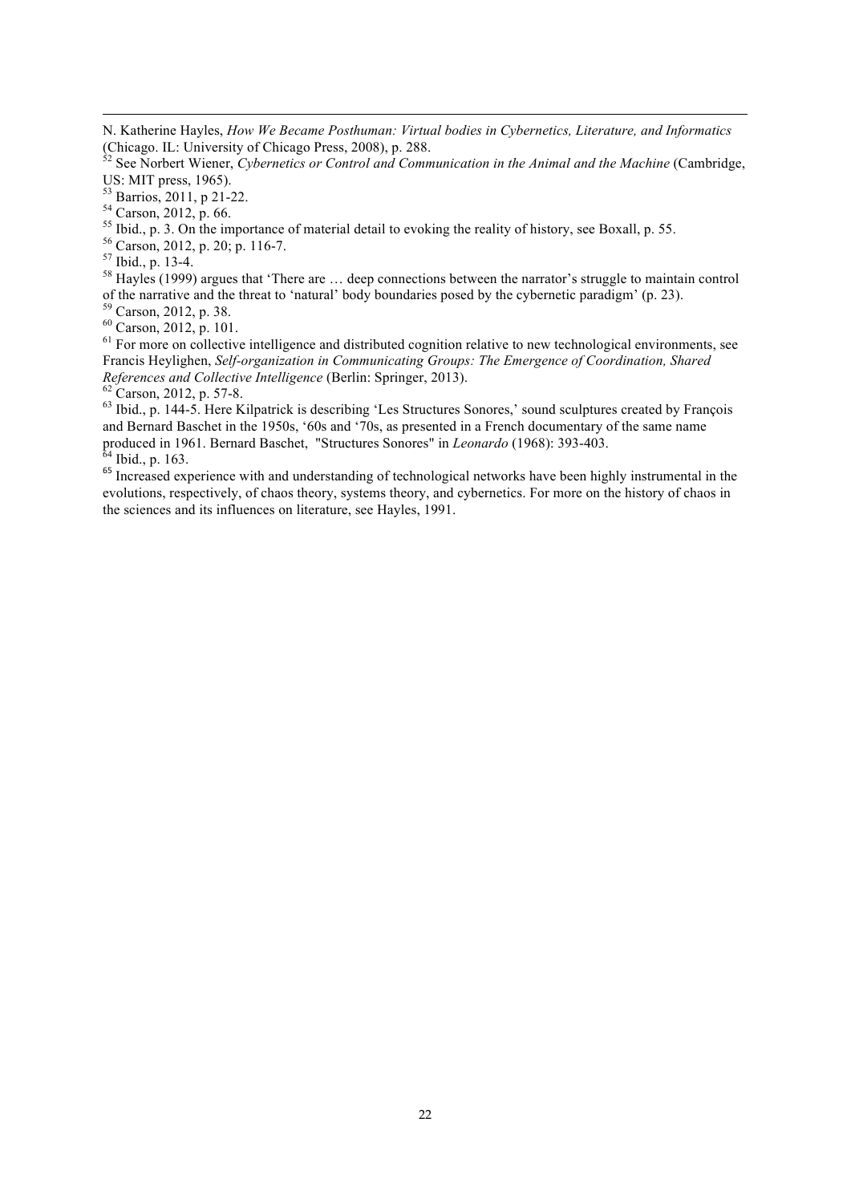N. Katherine Hayles, *How We Became Posthuman: Virtual bodies in Cybernetics, Literature, and Informatics* (Chicago. IL: University of Chicago Press, 2008), p. 288.

[52] See Norbert Wiener, *Cybernetics or Control and Communication in the Animal and the Machine* (Cambridge, US: MIT press, 1965).

[53] Barrios, 2011, p 21-22.

[54] Carson, 2012, p. 66.

[55] Ibid., p. 3. On the importance of material detail to evoking the reality of history, see Boxall, p. 55.

[56] Carson, 2012, p. 20; p. 116-7.

[57] Ibid., p. 13-4.

[58] Hayles (1999) argues that 'There are … deep connections between the narrator's struggle to maintain control of the narrative and the threat to 'natural' body boundaries posed by the cybernetic paradigm' (p. 23).

[59] Carson, 2012, p. 38.

[60] Carson, 2012, p. 101.

[61] For more on collective intelligence and distributed cognition relative to new technological environments, see Francis Heylighen, *Self-organization in Communicating Groups: The Emergence of Coordination, Shared References and Collective Intelligence* (Berlin: Springer, 2013).

[62] Carson, 2012, p. 57-8.

[63] Ibid., p. 144-5. Here Kilpatrick is describing 'Les Structures Sonores,' sound sculptures created by François and Bernard Baschet in the 1950s, '60s and '70s, as presented in a French documentary of the same name produced in 1961. Bernard Baschet, "Structures Sonores" in *Leonardo* (1968): 393-403.

[64] Ibid., p. 163.

[65] Increased experience with and understanding of technological networks have been highly instrumental in the evolutions, respectively, of chaos theory, systems theory, and cybernetics. For more on the history of chaos in the sciences and its influences on literature, see Hayles, 1991.